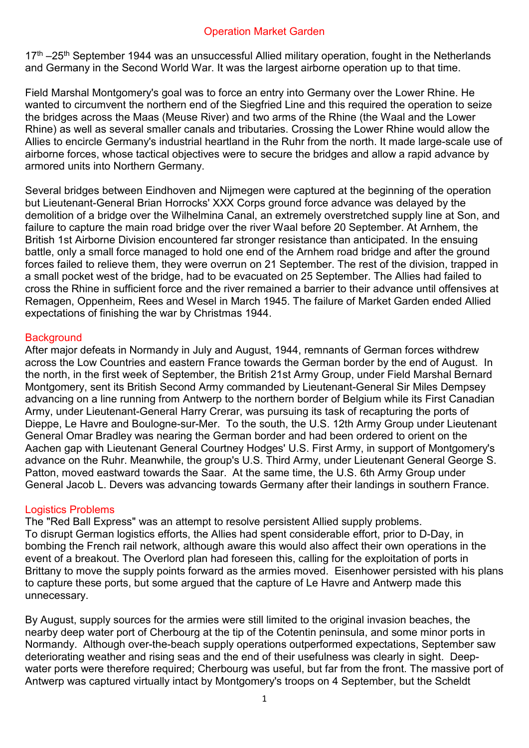# Operation Market Garden

17$^{th}$ –25$^{th}$ September 1944 was an unsuccessful Allied military operation, fought in the Netherlands and Germany in the Second World War. It was the largest airborne operation up to that time.

Field Marshal Montgomery's goal was to force an entry into Germany over the Lower Rhine. He wanted to circumvent the northern end of the Siegfried Line and this required the operation to seize the bridges across the Maas (Meuse River) and two arms of the Rhine (the Waal and the Lower Rhine) as well as several smaller canals and tributaries. Crossing the Lower Rhine would allow the Allies to encircle Germany's industrial heartland in the Ruhr from the north. It made large-scale use of airborne forces, whose tactical objectives were to secure the bridges and allow a rapid advance by armored units into Northern Germany.

Several bridges between Eindhoven and Nijmegen were captured at the beginning of the operation but Lieutenant-General Brian Horrocks' XXX Corps ground force advance was delayed by the demolition of a bridge over the Wilhelmina Canal, an extremely overstretched supply line at Son, and failure to capture the main road bridge over the river Waal before 20 September. At Arnhem, the British 1st Airborne Division encountered far stronger resistance than anticipated. In the ensuing battle, only a small force managed to hold one end of the Arnhem road bridge and after the ground forces failed to relieve them, they were overrun on 21 September. The rest of the division, trapped in a small pocket west of the bridge, had to be evacuated on 25 September. The Allies had failed to cross the Rhine in sufficient force and the river remained a barrier to their advance until offensives at Remagen, Oppenheim, Rees and Wesel in March 1945. The failure of Market Garden ended Allied expectations of finishing the war by Christmas 1944.

## Background

After major defeats in Normandy in July and August, 1944, remnants of German forces withdrew across the Low Countries and eastern France towards the German border by the end of August. In the north, in the first week of September, the British 21st Army Group, under Field Marshal Bernard Montgomery, sent its British Second Army commanded by Lieutenant-General Sir Miles Dempsey advancing on a line running from Antwerp to the northern border of Belgium while its First Canadian Army, under Lieutenant-General Harry Crerar, was pursuing its task of recapturing the ports of Dieppe, Le Havre and Boulogne-sur-Mer. To the south, the U.S. 12th Army Group under Lieutenant General Omar Bradley was nearing the German border and had been ordered to orient on the Aachen gap with Lieutenant General Courtney Hodges' U.S. First Army, in support of Montgomery's advance on the Ruhr. Meanwhile, the group's U.S. Third Army, under Lieutenant General George S. Patton, moved eastward towards the Saar. At the same time, the U.S. 6th Army Group under General Jacob L. Devers was advancing towards Germany after their landings in southern France.

## Logistics Problems

The "Red Ball Express" was an attempt to resolve persistent Allied supply problems.
To disrupt German logistics efforts, the Allies had spent considerable effort, prior to D-Day, in bombing the French rail network, although aware this would also affect their own operations in the event of a breakout. The Overlord plan had foreseen this, calling for the exploitation of ports in Brittany to move the supply points forward as the armies moved. Eisenhower persisted with his plans to capture these ports, but some argued that the capture of Le Havre and Antwerp made this unnecessary.

By August, supply sources for the armies were still limited to the original invasion beaches, the nearby deep water port of Cherbourg at the tip of the Cotentin peninsula, and some minor ports in Normandy. Although over-the-beach supply operations outperformed expectations, September saw deteriorating weather and rising seas and the end of their usefulness was clearly in sight. Deep-water ports were therefore required; Cherbourg was useful, but far from the front. The massive port of Antwerp was captured virtually intact by Montgomery's troops on 4 September, but the Scheldt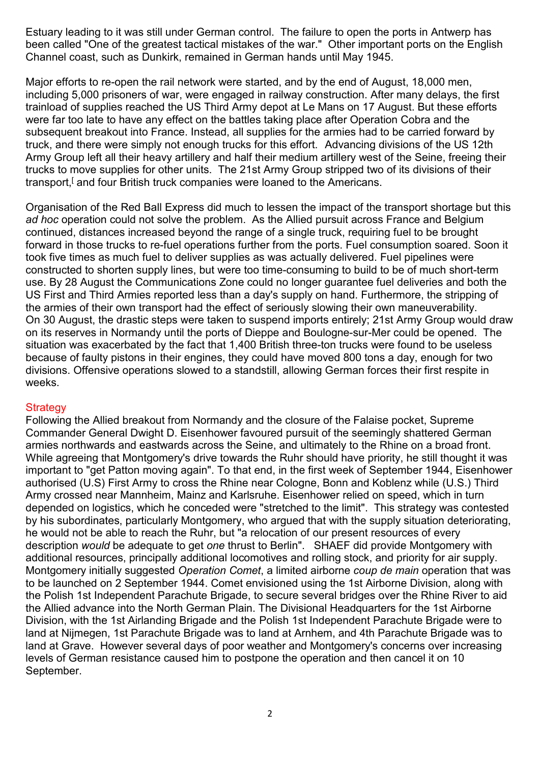Estuary leading to it was still under German control. The failure to open the ports in Antwerp has been called "One of the greatest tactical mistakes of the war." Other important ports on the English Channel coast, such as Dunkirk, remained in German hands until May 1945.

Major efforts to re-open the rail network were started, and by the end of August, 18,000 men, including 5,000 prisoners of war, were engaged in railway construction. After many delays, the first trainload of supplies reached the US Third Army depot at Le Mans on 17 August. But these efforts were far too late to have any effect on the battles taking place after Operation Cobra and the subsequent breakout into France. Instead, all supplies for the armies had to be carried forward by truck, and there were simply not enough trucks for this effort. Advancing divisions of the US 12th Army Group left all their heavy artillery and half their medium artillery west of the Seine, freeing their trucks to move supplies for other units. The 21st Army Group stripped two of its divisions of their transport,[ and four British truck companies were loaned to the Americans.

Organisation of the Red Ball Express did much to lessen the impact of the transport shortage but this *ad hoc* operation could not solve the problem. As the Allied pursuit across France and Belgium continued, distances increased beyond the range of a single truck, requiring fuel to be brought forward in those trucks to re-fuel operations further from the ports. Fuel consumption soared. Soon it took five times as much fuel to deliver supplies as was actually delivered. Fuel pipelines were constructed to shorten supply lines, but were too time-consuming to build to be of much short-term use. By 28 August the Communications Zone could no longer guarantee fuel deliveries and both the US First and Third Armies reported less than a day's supply on hand. Furthermore, the stripping of the armies of their own transport had the effect of seriously slowing their own maneuverability. On 30 August, the drastic steps were taken to suspend imports entirely; 21st Army Group would draw on its reserves in Normandy until the ports of Dieppe and Boulogne-sur-Mer could be opened. The situation was exacerbated by the fact that 1,400 British three-ton trucks were found to be useless because of faulty pistons in their engines, they could have moved 800 tons a day, enough for two divisions. Offensive operations slowed to a standstill, allowing German forces their first respite in weeks.

## Strategy

Following the Allied breakout from Normandy and the closure of the Falaise pocket, Supreme Commander General Dwight D. Eisenhower favoured pursuit of the seemingly shattered German armies northwards and eastwards across the Seine, and ultimately to the Rhine on a broad front. While agreeing that Montgomery's drive towards the Ruhr should have priority, he still thought it was important to "get Patton moving again". To that end, in the first week of September 1944, Eisenhower authorised (U.S) First Army to cross the Rhine near Cologne, Bonn and Koblenz while (U.S.) Third Army crossed near Mannheim, Mainz and Karlsruhe. Eisenhower relied on speed, which in turn depended on logistics, which he conceded were "stretched to the limit". This strategy was contested by his subordinates, particularly Montgomery, who argued that with the supply situation deteriorating, he would not be able to reach the Ruhr, but "a relocation of our present resources of every description *would* be adequate to get *one* thrust to Berlin". SHAEF did provide Montgomery with additional resources, principally additional locomotives and rolling stock, and priority for air supply. Montgomery initially suggested *Operation Comet*, a limited airborne *coup de main* operation that was to be launched on 2 September 1944. Comet envisioned using the 1st Airborne Division, along with the Polish 1st Independent Parachute Brigade, to secure several bridges over the Rhine River to aid the Allied advance into the North German Plain. The Divisional Headquarters for the 1st Airborne Division, with the 1st Airlanding Brigade and the Polish 1st Independent Parachute Brigade were to land at Nijmegen, 1st Parachute Brigade was to land at Arnhem, and 4th Parachute Brigade was to land at Grave. However several days of poor weather and Montgomery's concerns over increasing levels of German resistance caused him to postpone the operation and then cancel it on 10 September.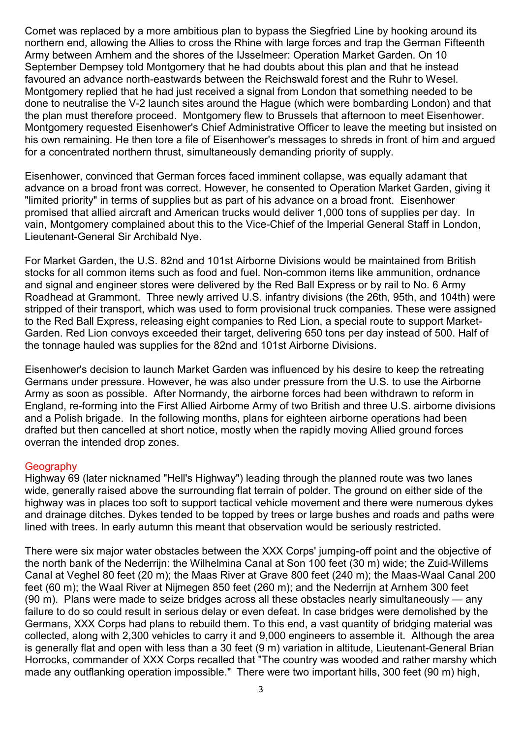Comet was replaced by a more ambitious plan to bypass the Siegfried Line by hooking around its northern end, allowing the Allies to cross the Rhine with large forces and trap the German Fifteenth Army between Arnhem and the shores of the IJsselmeer: Operation Market Garden. On 10 September Dempsey told Montgomery that he had doubts about this plan and that he instead favoured an advance north-eastwards between the Reichswald forest and the Ruhr to Wesel. Montgomery replied that he had just received a signal from London that something needed to be done to neutralise the V-2 launch sites around the Hague (which were bombarding London) and that the plan must therefore proceed. Montgomery flew to Brussels that afternoon to meet Eisenhower. Montgomery requested Eisenhower's Chief Administrative Officer to leave the meeting but insisted on his own remaining. He then tore a file of Eisenhower's messages to shreds in front of him and argued for a concentrated northern thrust, simultaneously demanding priority of supply.

Eisenhower, convinced that German forces faced imminent collapse, was equally adamant that advance on a broad front was correct. However, he consented to Operation Market Garden, giving it "limited priority" in terms of supplies but as part of his advance on a broad front. Eisenhower promised that allied aircraft and American trucks would deliver 1,000 tons of supplies per day. In vain, Montgomery complained about this to the Vice-Chief of the Imperial General Staff in London, Lieutenant-General Sir Archibald Nye.

For Market Garden, the U.S. 82nd and 101st Airborne Divisions would be maintained from British stocks for all common items such as food and fuel. Non-common items like ammunition, ordnance and signal and engineer stores were delivered by the Red Ball Express or by rail to No. 6 Army Roadhead at Grammont. Three newly arrived U.S. infantry divisions (the 26th, 95th, and 104th) were stripped of their transport, which was used to form provisional truck companies. These were assigned to the Red Ball Express, releasing eight companies to Red Lion, a special route to support Market-Garden. Red Lion convoys exceeded their target, delivering 650 tons per day instead of 500. Half of the tonnage hauled was supplies for the 82nd and 101st Airborne Divisions.

Eisenhower's decision to launch Market Garden was influenced by his desire to keep the retreating Germans under pressure. However, he was also under pressure from the U.S. to use the Airborne Army as soon as possible. After Normandy, the airborne forces had been withdrawn to reform in England, re-forming into the First Allied Airborne Army of two British and three U.S. airborne divisions and a Polish brigade. In the following months, plans for eighteen airborne operations had been drafted but then cancelled at short notice, mostly when the rapidly moving Allied ground forces overran the intended drop zones.

## Geography

Highway 69 (later nicknamed "Hell's Highway") leading through the planned route was two lanes wide, generally raised above the surrounding flat terrain of polder. The ground on either side of the highway was in places too soft to support tactical vehicle movement and there were numerous dykes and drainage ditches. Dykes tended to be topped by trees or large bushes and roads and paths were lined with trees. In early autumn this meant that observation would be seriously restricted.

There were six major water obstacles between the XXX Corps' jumping-off point and the objective of the north bank of the Nederrijn: the Wilhelmina Canal at Son 100 feet (30 m) wide; the Zuid-Willems Canal at Veghel 80 feet (20 m); the Maas River at Grave 800 feet (240 m); the Maas-Waal Canal 200 feet (60 m); the Waal River at Nijmegen 850 feet (260 m); and the Nederrijn at Arnhem 300 feet (90 m). Plans were made to seize bridges across all these obstacles nearly simultaneously — any failure to do so could result in serious delay or even defeat. In case bridges were demolished by the Germans, XXX Corps had plans to rebuild them. To this end, a vast quantity of bridging material was collected, along with 2,300 vehicles to carry it and 9,000 engineers to assemble it. Although the area is generally flat and open with less than a 30 feet (9 m) variation in altitude, Lieutenant-General Brian Horrocks, commander of XXX Corps recalled that "The country was wooded and rather marshy which made any outflanking operation impossible." There were two important hills, 300 feet (90 m) high,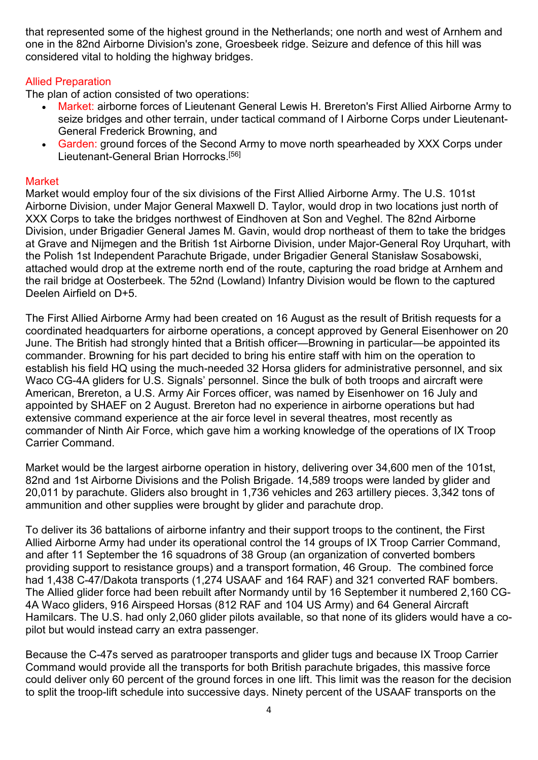that represented some of the highest ground in the Netherlands; one north and west of Arnhem and one in the 82nd Airborne Division's zone, Groesbeek ridge. Seizure and defence of this hill was considered vital to holding the highway bridges.

## Allied Preparation

The plan of action consisted of two operations:

- Market: airborne forces of Lieutenant General Lewis H. Brereton's First Allied Airborne Army to seize bridges and other terrain, under tactical command of I Airborne Corps under Lieutenant-General Frederick Browning, and
- Garden: ground forces of the Second Army to move north spearheaded by XXX Corps under Lieutenant-General Brian Horrocks.[56]

## Market

Market would employ four of the six divisions of the First Allied Airborne Army. The U.S. 101st Airborne Division, under Major General Maxwell D. Taylor, would drop in two locations just north of XXX Corps to take the bridges northwest of Eindhoven at Son and Veghel. The 82nd Airborne Division, under Brigadier General James M. Gavin, would drop northeast of them to take the bridges at Grave and Nijmegen and the British 1st Airborne Division, under Major-General Roy Urquhart, with the Polish 1st Independent Parachute Brigade, under Brigadier General Stanisław Sosabowski, attached would drop at the extreme north end of the route, capturing the road bridge at Arnhem and the rail bridge at Oosterbeek. The 52nd (Lowland) Infantry Division would be flown to the captured Deelen Airfield on D+5.

The First Allied Airborne Army had been created on 16 August as the result of British requests for a coordinated headquarters for airborne operations, a concept approved by General Eisenhower on 20 June. The British had strongly hinted that a British officer—Browning in particular—be appointed its commander. Browning for his part decided to bring his entire staff with him on the operation to establish his field HQ using the much-needed 32 Horsa gliders for administrative personnel, and six Waco CG-4A gliders for U.S. Signals' personnel. Since the bulk of both troops and aircraft were American, Brereton, a U.S. Army Air Forces officer, was named by Eisenhower on 16 July and appointed by SHAEF on 2 August. Brereton had no experience in airborne operations but had extensive command experience at the air force level in several theatres, most recently as commander of Ninth Air Force, which gave him a working knowledge of the operations of IX Troop Carrier Command.

Market would be the largest airborne operation in history, delivering over 34,600 men of the 101st, 82nd and 1st Airborne Divisions and the Polish Brigade. 14,589 troops were landed by glider and 20,011 by parachute. Gliders also brought in 1,736 vehicles and 263 artillery pieces. 3,342 tons of ammunition and other supplies were brought by glider and parachute drop.

To deliver its 36 battalions of airborne infantry and their support troops to the continent, the First Allied Airborne Army had under its operational control the 14 groups of IX Troop Carrier Command, and after 11 September the 16 squadrons of 38 Group (an organization of converted bombers providing support to resistance groups) and a transport formation, 46 Group. The combined force had 1,438 C-47/Dakota transports (1,274 USAAF and 164 RAF) and 321 converted RAF bombers. The Allied glider force had been rebuilt after Normandy until by 16 September it numbered 2,160 CG-4A Waco gliders, 916 Airspeed Horsas (812 RAF and 104 US Army) and 64 General Aircraft Hamilcars. The U.S. had only 2,060 glider pilots available, so that none of its gliders would have a co-pilot but would instead carry an extra passenger.

Because the C-47s served as paratrooper transports and glider tugs and because IX Troop Carrier Command would provide all the transports for both British parachute brigades, this massive force could deliver only 60 percent of the ground forces in one lift. This limit was the reason for the decision to split the troop-lift schedule into successive days. Ninety percent of the USAAF transports on the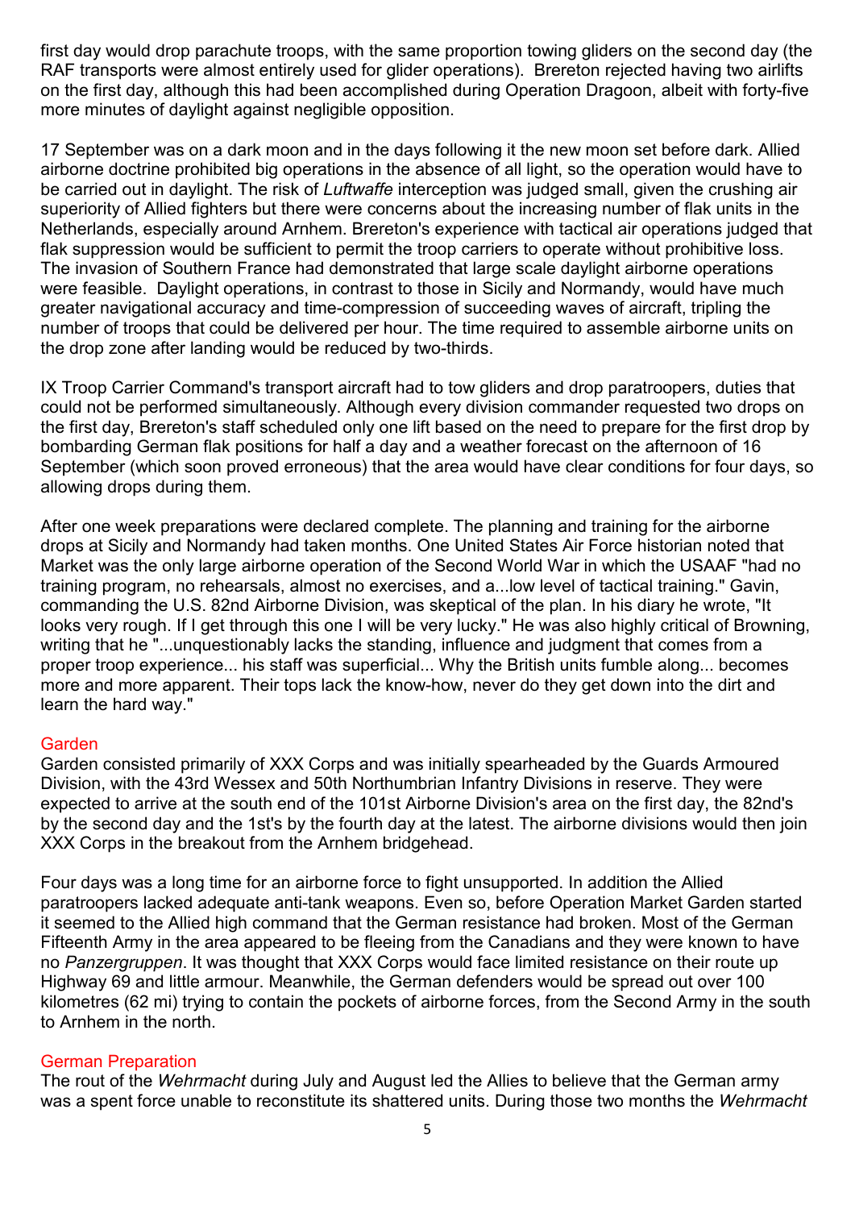first day would drop parachute troops, with the same proportion towing gliders on the second day (the RAF transports were almost entirely used for glider operations). Brereton rejected having two airlifts on the first day, although this had been accomplished during Operation Dragoon, albeit with forty-five more minutes of daylight against negligible opposition.

17 September was on a dark moon and in the days following it the new moon set before dark. Allied airborne doctrine prohibited big operations in the absence of all light, so the operation would have to be carried out in daylight. The risk of *Luftwaffe* interception was judged small, given the crushing air superiority of Allied fighters but there were concerns about the increasing number of flak units in the Netherlands, especially around Arnhem. Brereton's experience with tactical air operations judged that flak suppression would be sufficient to permit the troop carriers to operate without prohibitive loss. The invasion of Southern France had demonstrated that large scale daylight airborne operations were feasible. Daylight operations, in contrast to those in Sicily and Normandy, would have much greater navigational accuracy and time-compression of succeeding waves of aircraft, tripling the number of troops that could be delivered per hour. The time required to assemble airborne units on the drop zone after landing would be reduced by two-thirds.

IX Troop Carrier Command's transport aircraft had to tow gliders and drop paratroopers, duties that could not be performed simultaneously. Although every division commander requested two drops on the first day, Brereton's staff scheduled only one lift based on the need to prepare for the first drop by bombarding German flak positions for half a day and a weather forecast on the afternoon of 16 September (which soon proved erroneous) that the area would have clear conditions for four days, so allowing drops during them.

After one week preparations were declared complete. The planning and training for the airborne drops at Sicily and Normandy had taken months. One United States Air Force historian noted that Market was the only large airborne operation of the Second World War in which the USAAF "had no training program, no rehearsals, almost no exercises, and a...low level of tactical training." Gavin, commanding the U.S. 82nd Airborne Division, was skeptical of the plan. In his diary he wrote, "It looks very rough. If I get through this one I will be very lucky." He was also highly critical of Browning, writing that he "...unquestionably lacks the standing, influence and judgment that comes from a proper troop experience... his staff was superficial... Why the British units fumble along... becomes more and more apparent. Their tops lack the know-how, never do they get down into the dirt and learn the hard way."

## Garden

Garden consisted primarily of XXX Corps and was initially spearheaded by the Guards Armoured Division, with the 43rd Wessex and 50th Northumbrian Infantry Divisions in reserve. They were expected to arrive at the south end of the 101st Airborne Division's area on the first day, the 82nd's by the second day and the 1st's by the fourth day at the latest. The airborne divisions would then join XXX Corps in the breakout from the Arnhem bridgehead.

Four days was a long time for an airborne force to fight unsupported. In addition the Allied paratroopers lacked adequate anti-tank weapons. Even so, before Operation Market Garden started it seemed to the Allied high command that the German resistance had broken. Most of the German Fifteenth Army in the area appeared to be fleeing from the Canadians and they were known to have no *Panzergruppen*. It was thought that XXX Corps would face limited resistance on their route up Highway 69 and little armour. Meanwhile, the German defenders would be spread out over 100 kilometres (62 mi) trying to contain the pockets of airborne forces, from the Second Army in the south to Arnhem in the north.

## German Preparation

The rout of the *Wehrmacht* during July and August led the Allies to believe that the German army was a spent force unable to reconstitute its shattered units. During those two months the *Wehrmacht*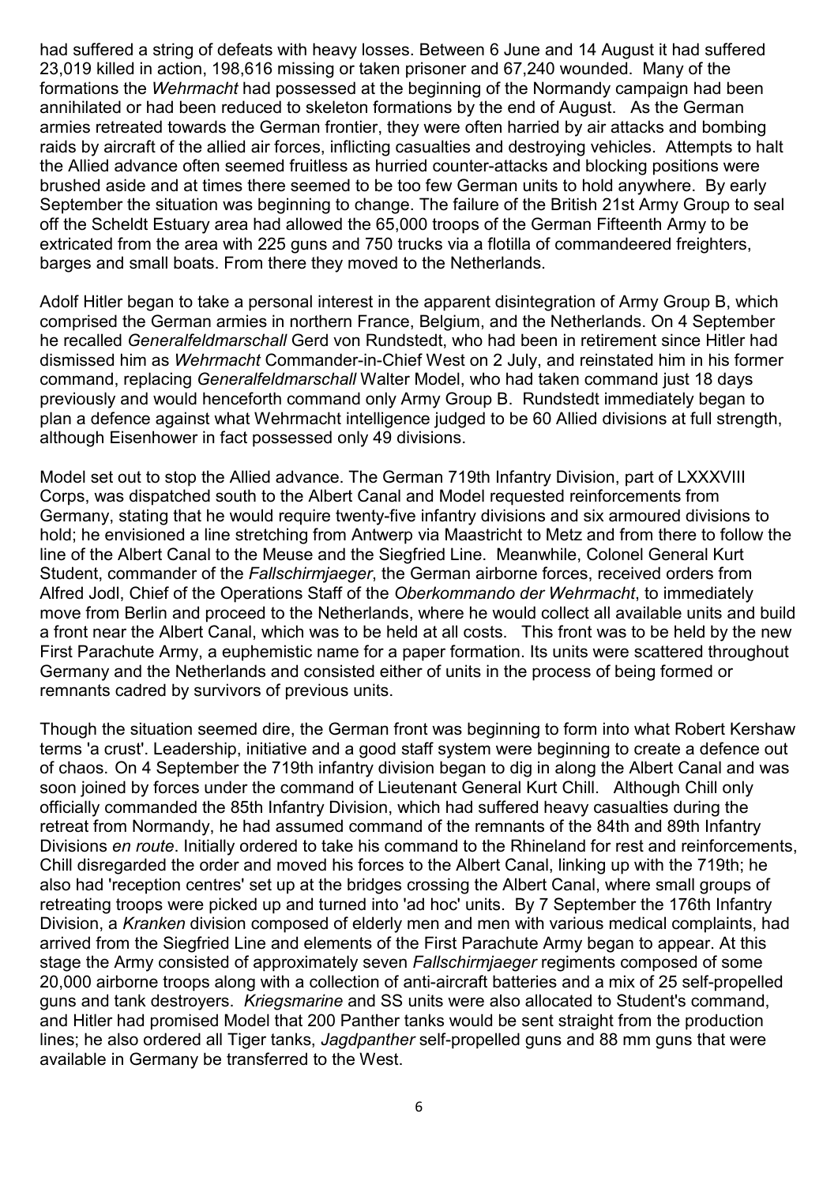had suffered a string of defeats with heavy losses. Between 6 June and 14 August it had suffered 23,019 killed in action, 198,616 missing or taken prisoner and 67,240 wounded. Many of the formations the *Wehrmacht* had possessed at the beginning of the Normandy campaign had been annihilated or had been reduced to skeleton formations by the end of August. As the German armies retreated towards the German frontier, they were often harried by air attacks and bombing raids by aircraft of the allied air forces, inflicting casualties and destroying vehicles. Attempts to halt the Allied advance often seemed fruitless as hurried counter-attacks and blocking positions were brushed aside and at times there seemed to be too few German units to hold anywhere. By early September the situation was beginning to change. The failure of the British 21st Army Group to seal off the Scheldt Estuary area had allowed the 65,000 troops of the German Fifteenth Army to be extricated from the area with 225 guns and 750 trucks via a flotilla of commandeered freighters, barges and small boats. From there they moved to the Netherlands.

Adolf Hitler began to take a personal interest in the apparent disintegration of Army Group B, which comprised the German armies in northern France, Belgium, and the Netherlands. On 4 September he recalled *Generalfeldmarschall* Gerd von Rundstedt, who had been in retirement since Hitler had dismissed him as *Wehrmacht* Commander-in-Chief West on 2 July, and reinstated him in his former command, replacing *Generalfeldmarschall* Walter Model, who had taken command just 18 days previously and would henceforth command only Army Group B. Rundstedt immediately began to plan a defence against what Wehrmacht intelligence judged to be 60 Allied divisions at full strength, although Eisenhower in fact possessed only 49 divisions.

Model set out to stop the Allied advance. The German 719th Infantry Division, part of LXXXVIII Corps, was dispatched south to the Albert Canal and Model requested reinforcements from Germany, stating that he would require twenty-five infantry divisions and six armoured divisions to hold; he envisioned a line stretching from Antwerp via Maastricht to Metz and from there to follow the line of the Albert Canal to the Meuse and the Siegfried Line. Meanwhile, Colonel General Kurt Student, commander of the *Fallschirmjaeger*, the German airborne forces, received orders from Alfred Jodl, Chief of the Operations Staff of the *Oberkommando der Wehrmacht*, to immediately move from Berlin and proceed to the Netherlands, where he would collect all available units and build a front near the Albert Canal, which was to be held at all costs. This front was to be held by the new First Parachute Army, a euphemistic name for a paper formation. Its units were scattered throughout Germany and the Netherlands and consisted either of units in the process of being formed or remnants cadred by survivors of previous units.

Though the situation seemed dire, the German front was beginning to form into what Robert Kershaw terms 'a crust'. Leadership, initiative and a good staff system were beginning to create a defence out of chaos. On 4 September the 719th infantry division began to dig in along the Albert Canal and was soon joined by forces under the command of Lieutenant General Kurt Chill. Although Chill only officially commanded the 85th Infantry Division, which had suffered heavy casualties during the retreat from Normandy, he had assumed command of the remnants of the 84th and 89th Infantry Divisions *en route*. Initially ordered to take his command to the Rhineland for rest and reinforcements, Chill disregarded the order and moved his forces to the Albert Canal, linking up with the 719th; he also had 'reception centres' set up at the bridges crossing the Albert Canal, where small groups of retreating troops were picked up and turned into 'ad hoc' units. By 7 September the 176th Infantry Division, a *Kranken* division composed of elderly men and men with various medical complaints, had arrived from the Siegfried Line and elements of the First Parachute Army began to appear. At this stage the Army consisted of approximately seven *Fallschirmjaeger* regiments composed of some 20,000 airborne troops along with a collection of anti-aircraft batteries and a mix of 25 self-propelled guns and tank destroyers. *Kriegsmarine* and SS units were also allocated to Student's command, and Hitler had promised Model that 200 Panther tanks would be sent straight from the production lines; he also ordered all Tiger tanks, *Jagdpanther* self-propelled guns and 88 mm guns that were available in Germany be transferred to the West.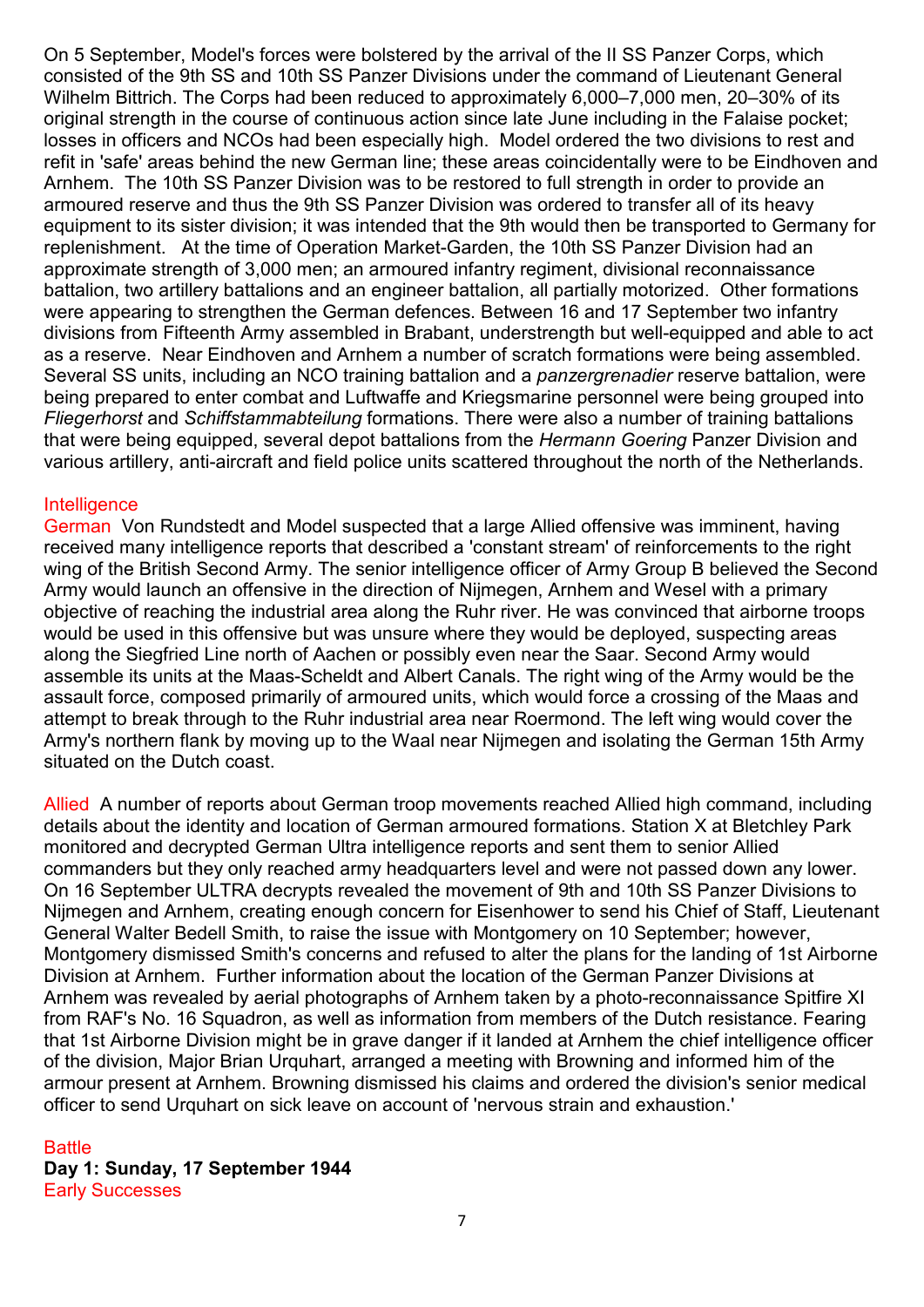On 5 September, Model's forces were bolstered by the arrival of the II SS Panzer Corps, which consisted of the 9th SS and 10th SS Panzer Divisions under the command of Lieutenant General Wilhelm Bittrich. The Corps had been reduced to approximately 6,000–7,000 men, 20–30% of its original strength in the course of continuous action since late June including in the Falaise pocket; losses in officers and NCOs had been especially high. Model ordered the two divisions to rest and refit in 'safe' areas behind the new German line; these areas coincidentally were to be Eindhoven and Arnhem. The 10th SS Panzer Division was to be restored to full strength in order to provide an armoured reserve and thus the 9th SS Panzer Division was ordered to transfer all of its heavy equipment to its sister division; it was intended that the 9th would then be transported to Germany for replenishment. At the time of Operation Market-Garden, the 10th SS Panzer Division had an approximate strength of 3,000 men; an armoured infantry regiment, divisional reconnaissance battalion, two artillery battalions and an engineer battalion, all partially motorized. Other formations were appearing to strengthen the German defences. Between 16 and 17 September two infantry divisions from Fifteenth Army assembled in Brabant, understrength but well-equipped and able to act as a reserve. Near Eindhoven and Arnhem a number of scratch formations were being assembled. Several SS units, including an NCO training battalion and a *panzergrenadier* reserve battalion, were being prepared to enter combat and Luftwaffe and Kriegsmarine personnel were being grouped into *Fliegerhorst* and *Schiffstammabteilung* formations. There were also a number of training battalions that were being equipped, several depot battalions from the *Hermann Goering* Panzer Division and various artillery, anti-aircraft and field police units scattered throughout the north of the Netherlands.

## Intelligence

**German** Von Rundstedt and Model suspected that a large Allied offensive was imminent, having received many intelligence reports that described a 'constant stream' of reinforcements to the right wing of the British Second Army. The senior intelligence officer of Army Group B believed the Second Army would launch an offensive in the direction of Nijmegen, Arnhem and Wesel with a primary objective of reaching the industrial area along the Ruhr river. He was convinced that airborne troops would be used in this offensive but was unsure where they would be deployed, suspecting areas along the Siegfried Line north of Aachen or possibly even near the Saar. Second Army would assemble its units at the Maas-Scheldt and Albert Canals. The right wing of the Army would be the assault force, composed primarily of armoured units, which would force a crossing of the Maas and attempt to break through to the Ruhr industrial area near Roermond. The left wing would cover the Army's northern flank by moving up to the Waal near Nijmegen and isolating the German 15th Army situated on the Dutch coast.

**Allied** A number of reports about German troop movements reached Allied high command, including details about the identity and location of German armoured formations. Station X at Bletchley Park monitored and decrypted German Ultra intelligence reports and sent them to senior Allied commanders but they only reached army headquarters level and were not passed down any lower. On 16 September ULTRA decrypts revealed the movement of 9th and 10th SS Panzer Divisions to Nijmegen and Arnhem, creating enough concern for Eisenhower to send his Chief of Staff, Lieutenant General Walter Bedell Smith, to raise the issue with Montgomery on 10 September; however, Montgomery dismissed Smith's concerns and refused to alter the plans for the landing of 1st Airborne Division at Arnhem. Further information about the location of the German Panzer Divisions at Arnhem was revealed by aerial photographs of Arnhem taken by a photo-reconnaissance Spitfire XI from RAF's No. 16 Squadron, as well as information from members of the Dutch resistance. Fearing that 1st Airborne Division might be in grave danger if it landed at Arnhem the chief intelligence officer of the division, Major Brian Urquhart, arranged a meeting with Browning and informed him of the armour present at Arnhem. Browning dismissed his claims and ordered the division's senior medical officer to send Urquhart on sick leave on account of 'nervous strain and exhaustion.'

## Battle

### Day 1: Sunday, 17 September 1944

#### Early Successes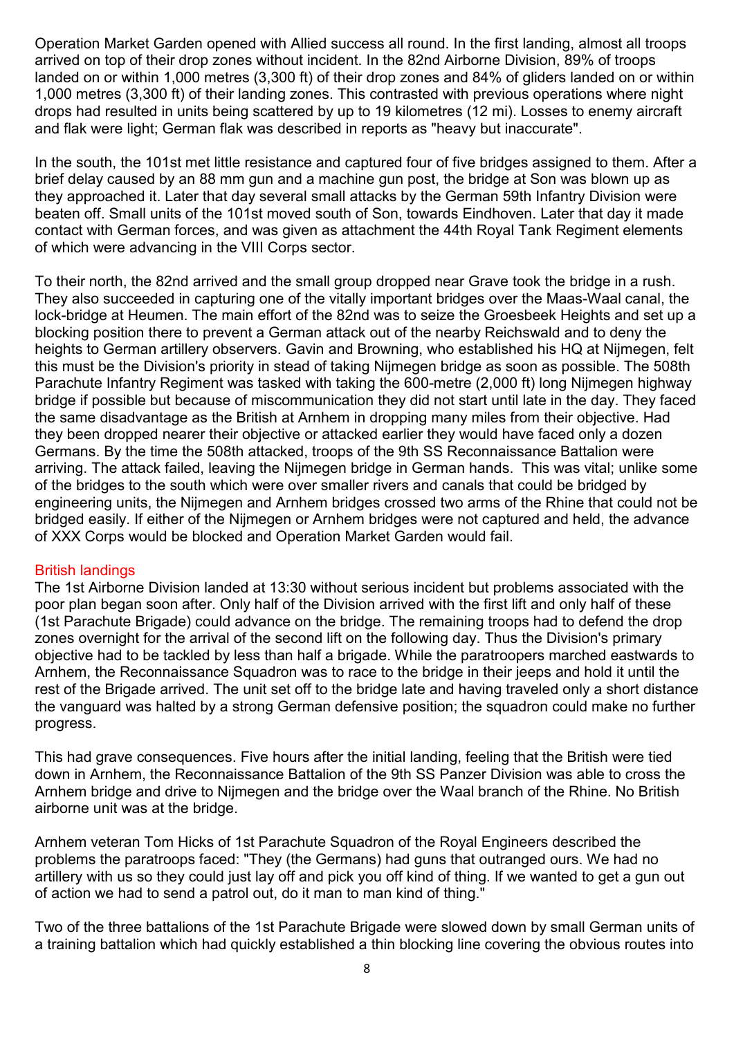Operation Market Garden opened with Allied success all round. In the first landing, almost all troops arrived on top of their drop zones without incident. In the 82nd Airborne Division, 89% of troops landed on or within 1,000 metres (3,300 ft) of their drop zones and 84% of gliders landed on or within 1,000 metres (3,300 ft) of their landing zones. This contrasted with previous operations where night drops had resulted in units being scattered by up to 19 kilometres (12 mi). Losses to enemy aircraft and flak were light; German flak was described in reports as "heavy but inaccurate".

In the south, the 101st met little resistance and captured four of five bridges assigned to them. After a brief delay caused by an 88 mm gun and a machine gun post, the bridge at Son was blown up as they approached it. Later that day several small attacks by the German 59th Infantry Division were beaten off. Small units of the 101st moved south of Son, towards Eindhoven. Later that day it made contact with German forces, and was given as attachment the 44th Royal Tank Regiment elements of which were advancing in the VIII Corps sector.

To their north, the 82nd arrived and the small group dropped near Grave took the bridge in a rush. They also succeeded in capturing one of the vitally important bridges over the Maas-Waal canal, the lock-bridge at Heumen. The main effort of the 82nd was to seize the Groesbeek Heights and set up a blocking position there to prevent a German attack out of the nearby Reichswald and to deny the heights to German artillery observers. Gavin and Browning, who established his HQ at Nijmegen, felt this must be the Division's priority in stead of taking Nijmegen bridge as soon as possible. The 508th Parachute Infantry Regiment was tasked with taking the 600-metre (2,000 ft) long Nijmegen highway bridge if possible but because of miscommunication they did not start until late in the day. They faced the same disadvantage as the British at Arnhem in dropping many miles from their objective. Had they been dropped nearer their objective or attacked earlier they would have faced only a dozen Germans. By the time the 508th attacked, troops of the 9th SS Reconnaissance Battalion were arriving. The attack failed, leaving the Nijmegen bridge in German hands. This was vital; unlike some of the bridges to the south which were over smaller rivers and canals that could be bridged by engineering units, the Nijmegen and Arnhem bridges crossed two arms of the Rhine that could not be bridged easily. If either of the Nijmegen or Arnhem bridges were not captured and held, the advance of XXX Corps would be blocked and Operation Market Garden would fail.

## British landings

The 1st Airborne Division landed at 13:30 without serious incident but problems associated with the poor plan began soon after. Only half of the Division arrived with the first lift and only half of these (1st Parachute Brigade) could advance on the bridge. The remaining troops had to defend the drop zones overnight for the arrival of the second lift on the following day. Thus the Division's primary objective had to be tackled by less than half a brigade. While the paratroopers marched eastwards to Arnhem, the Reconnaissance Squadron was to race to the bridge in their jeeps and hold it until the rest of the Brigade arrived. The unit set off to the bridge late and having traveled only a short distance the vanguard was halted by a strong German defensive position; the squadron could make no further progress.

This had grave consequences. Five hours after the initial landing, feeling that the British were tied down in Arnhem, the Reconnaissance Battalion of the 9th SS Panzer Division was able to cross the Arnhem bridge and drive to Nijmegen and the bridge over the Waal branch of the Rhine. No British airborne unit was at the bridge.

Arnhem veteran Tom Hicks of 1st Parachute Squadron of the Royal Engineers described the problems the paratroops faced: "They (the Germans) had guns that outranged ours. We had no artillery with us so they could just lay off and pick you off kind of thing. If we wanted to get a gun out of action we had to send a patrol out, do it man to man kind of thing."

Two of the three battalions of the 1st Parachute Brigade were slowed down by small German units of a training battalion which had quickly established a thin blocking line covering the obvious routes into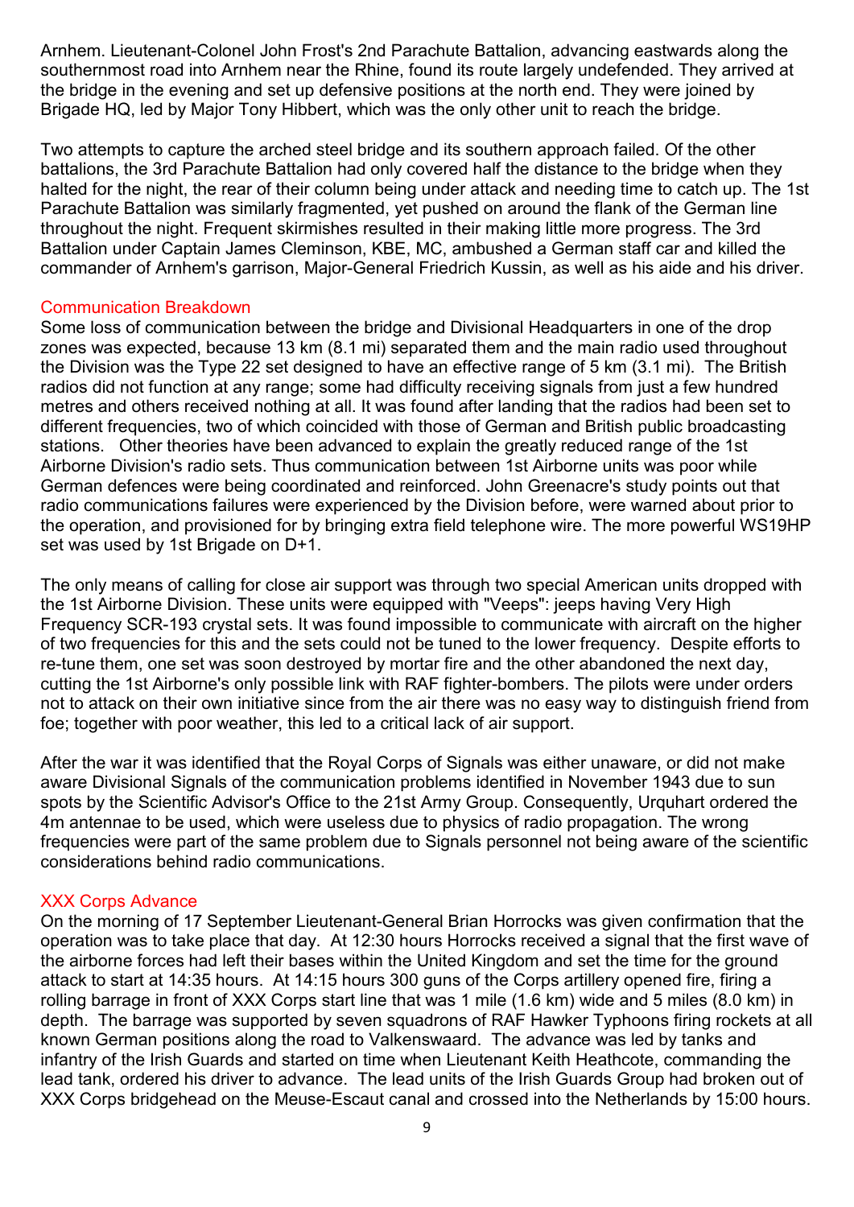Arnhem. Lieutenant-Colonel John Frost's 2nd Parachute Battalion, advancing eastwards along the southernmost road into Arnhem near the Rhine, found its route largely undefended. They arrived at the bridge in the evening and set up defensive positions at the north end. They were joined by Brigade HQ, led by Major Tony Hibbert, which was the only other unit to reach the bridge.

Two attempts to capture the arched steel bridge and its southern approach failed. Of the other battalions, the 3rd Parachute Battalion had only covered half the distance to the bridge when they halted for the night, the rear of their column being under attack and needing time to catch up. The 1st Parachute Battalion was similarly fragmented, yet pushed on around the flank of the German line throughout the night. Frequent skirmishes resulted in their making little more progress. The 3rd Battalion under Captain James Cleminson, KBE, MC, ambushed a German staff car and killed the commander of Arnhem's garrison, Major-General Friedrich Kussin, as well as his aide and his driver.

## Communication Breakdown

Some loss of communication between the bridge and Divisional Headquarters in one of the drop zones was expected, because 13 km (8.1 mi) separated them and the main radio used throughout the Division was the Type 22 set designed to have an effective range of 5 km (3.1 mi). The British radios did not function at any range; some had difficulty receiving signals from just a few hundred metres and others received nothing at all. It was found after landing that the radios had been set to different frequencies, two of which coincided with those of German and British public broadcasting stations. Other theories have been advanced to explain the greatly reduced range of the 1st Airborne Division's radio sets. Thus communication between 1st Airborne units was poor while German defences were being coordinated and reinforced. John Greenacre's study points out that radio communications failures were experienced by the Division before, were warned about prior to the operation, and provisioned for by bringing extra field telephone wire. The more powerful WS19HP set was used by 1st Brigade on D+1.

The only means of calling for close air support was through two special American units dropped with the 1st Airborne Division. These units were equipped with "Veeps": jeeps having Very High Frequency SCR-193 crystal sets. It was found impossible to communicate with aircraft on the higher of two frequencies for this and the sets could not be tuned to the lower frequency. Despite efforts to re-tune them, one set was soon destroyed by mortar fire and the other abandoned the next day, cutting the 1st Airborne's only possible link with RAF fighter-bombers. The pilots were under orders not to attack on their own initiative since from the air there was no easy way to distinguish friend from foe; together with poor weather, this led to a critical lack of air support.

After the war it was identified that the Royal Corps of Signals was either unaware, or did not make aware Divisional Signals of the communication problems identified in November 1943 due to sun spots by the Scientific Advisor's Office to the 21st Army Group. Consequently, Urquhart ordered the 4m antennae to be used, which were useless due to physics of radio propagation. The wrong frequencies were part of the same problem due to Signals personnel not being aware of the scientific considerations behind radio communications.

## XXX Corps Advance

On the morning of 17 September Lieutenant-General Brian Horrocks was given confirmation that the operation was to take place that day. At 12:30 hours Horrocks received a signal that the first wave of the airborne forces had left their bases within the United Kingdom and set the time for the ground attack to start at 14:35 hours. At 14:15 hours 300 guns of the Corps artillery opened fire, firing a rolling barrage in front of XXX Corps start line that was 1 mile (1.6 km) wide and 5 miles (8.0 km) in depth. The barrage was supported by seven squadrons of RAF Hawker Typhoons firing rockets at all known German positions along the road to Valkenswaard. The advance was led by tanks and infantry of the Irish Guards and started on time when Lieutenant Keith Heathcote, commanding the lead tank, ordered his driver to advance. The lead units of the Irish Guards Group had broken out of XXX Corps bridgehead on the Meuse-Escaut canal and crossed into the Netherlands by 15:00 hours.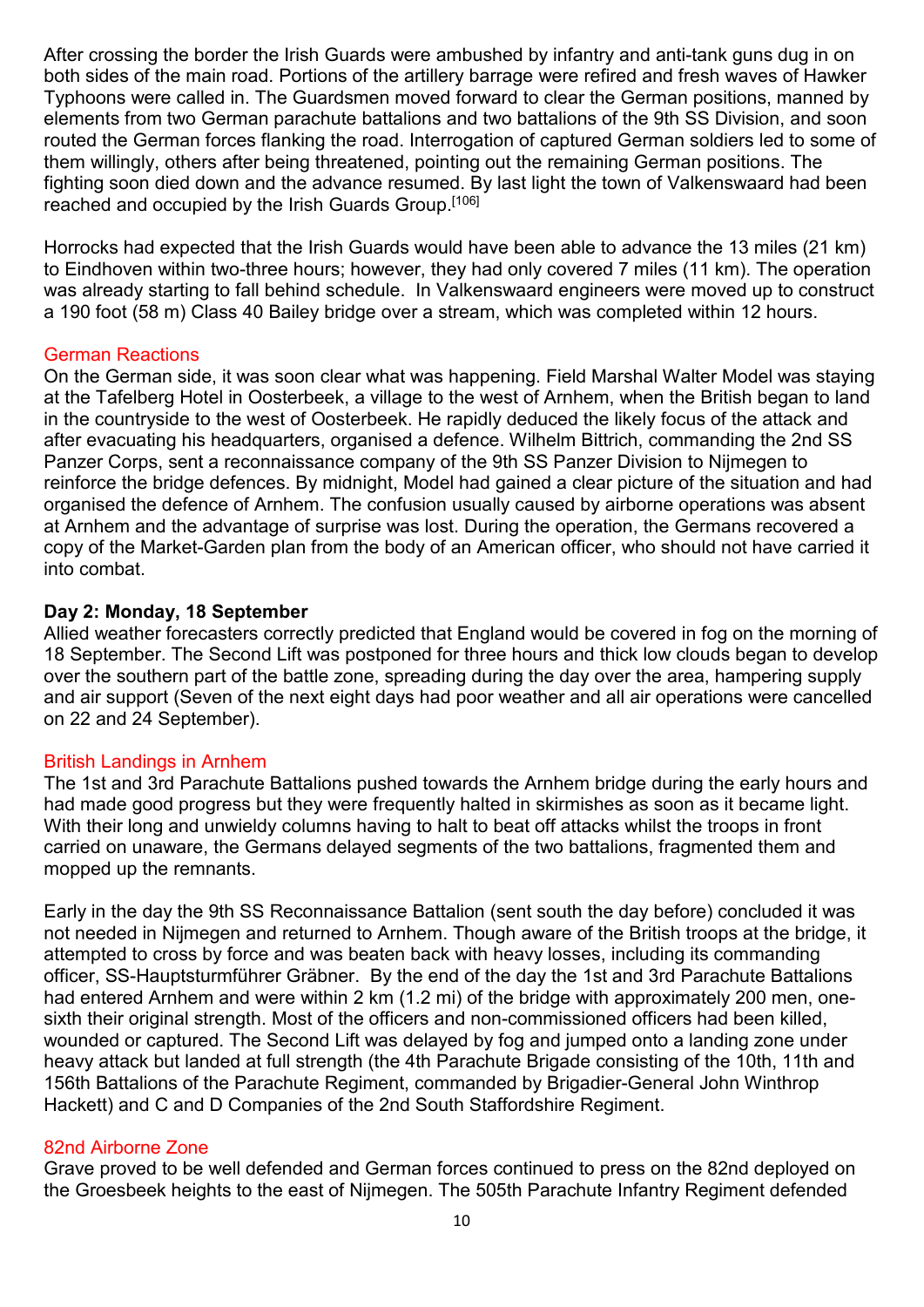After crossing the border the Irish Guards were ambushed by infantry and anti-tank guns dug in on both sides of the main road. Portions of the artillery barrage were refired and fresh waves of Hawker Typhoons were called in. The Guardsmen moved forward to clear the German positions, manned by elements from two German parachute battalions and two battalions of the 9th SS Division, and soon routed the German forces flanking the road. Interrogation of captured German soldiers led to some of them willingly, others after being threatened, pointing out the remaining German positions. The fighting soon died down and the advance resumed. By last light the town of Valkenswaard had been reached and occupied by the Irish Guards Group.[106]

Horrocks had expected that the Irish Guards would have been able to advance the 13 miles (21 km) to Eindhoven within two-three hours; however, they had only covered 7 miles (11 km). The operation was already starting to fall behind schedule. In Valkenswaard engineers were moved up to construct a 190 foot (58 m) Class 40 Bailey bridge over a stream, which was completed within 12 hours.

## German Reactions

On the German side, it was soon clear what was happening. Field Marshal Walter Model was staying at the Tafelberg Hotel in Oosterbeek, a village to the west of Arnhem, when the British began to land in the countryside to the west of Oosterbeek. He rapidly deduced the likely focus of the attack and after evacuating his headquarters, organised a defence. Wilhelm Bittrich, commanding the 2nd SS Panzer Corps, sent a reconnaissance company of the 9th SS Panzer Division to Nijmegen to reinforce the bridge defences. By midnight, Model had gained a clear picture of the situation and had organised the defence of Arnhem. The confusion usually caused by airborne operations was absent at Arnhem and the advantage of surprise was lost. During the operation, the Germans recovered a copy of the Market-Garden plan from the body of an American officer, who should not have carried it into combat.

**Day 2: Monday, 18 September**

Allied weather forecasters correctly predicted that England would be covered in fog on the morning of 18 September. The Second Lift was postponed for three hours and thick low clouds began to develop over the southern part of the battle zone, spreading during the day over the area, hampering supply and air support (Seven of the next eight days had poor weather and all air operations were cancelled on 22 and 24 September).

## British Landings in Arnhem

The 1st and 3rd Parachute Battalions pushed towards the Arnhem bridge during the early hours and had made good progress but they were frequently halted in skirmishes as soon as it became light. With their long and unwieldy columns having to halt to beat off attacks whilst the troops in front carried on unaware, the Germans delayed segments of the two battalions, fragmented them and mopped up the remnants.

Early in the day the 9th SS Reconnaissance Battalion (sent south the day before) concluded it was not needed in Nijmegen and returned to Arnhem. Though aware of the British troops at the bridge, it attempted to cross by force and was beaten back with heavy losses, including its commanding officer, SS-Hauptsturmführer Gräbner. By the end of the day the 1st and 3rd Parachute Battalions had entered Arnhem and were within 2 km (1.2 mi) of the bridge with approximately 200 men, one-sixth their original strength. Most of the officers and non-commissioned officers had been killed, wounded or captured. The Second Lift was delayed by fog and jumped onto a landing zone under heavy attack but landed at full strength (the 4th Parachute Brigade consisting of the 10th, 11th and 156th Battalions of the Parachute Regiment, commanded by Brigadier-General John Winthrop Hackett) and C and D Companies of the 2nd South Staffordshire Regiment.

## 82nd Airborne Zone

Grave proved to be well defended and German forces continued to press on the 82nd deployed on the Groesbeek heights to the east of Nijmegen. The 505th Parachute Infantry Regiment defended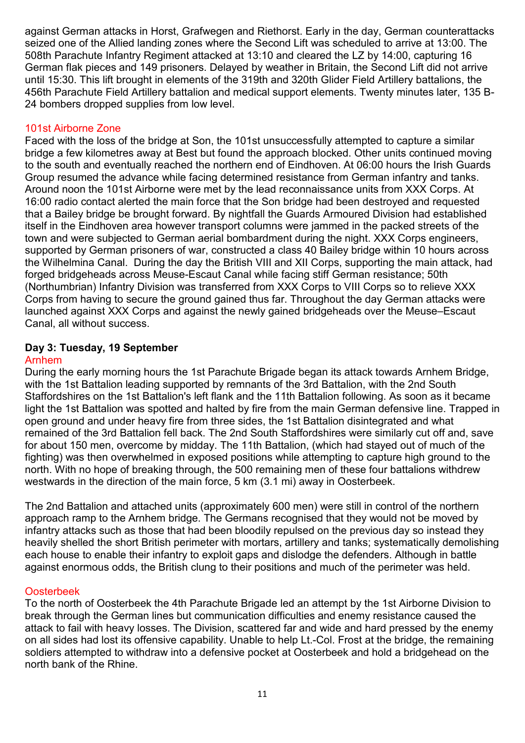against German attacks in Horst, Grafwegen and Riethorst. Early in the day, German counterattacks seized one of the Allied landing zones where the Second Lift was scheduled to arrive at 13:00. The 508th Parachute Infantry Regiment attacked at 13:10 and cleared the LZ by 14:00, capturing 16 German flak pieces and 149 prisoners. Delayed by weather in Britain, the Second Lift did not arrive until 15:30. This lift brought in elements of the 319th and 320th Glider Field Artillery battalions, the 456th Parachute Field Artillery battalion and medical support elements. Twenty minutes later, 135 B-24 bombers dropped supplies from low level.

### 101st Airborne Zone

Faced with the loss of the bridge at Son, the 101st unsuccessfully attempted to capture a similar bridge a few kilometres away at Best but found the approach blocked. Other units continued moving to the south and eventually reached the northern end of Eindhoven. At 06:00 hours the Irish Guards Group resumed the advance while facing determined resistance from German infantry and tanks. Around noon the 101st Airborne were met by the lead reconnaissance units from XXX Corps. At 16:00 radio contact alerted the main force that the Son bridge had been destroyed and requested that a Bailey bridge be brought forward. By nightfall the Guards Armoured Division had established itself in the Eindhoven area however transport columns were jammed in the packed streets of the town and were subjected to German aerial bombardment during the night. XXX Corps engineers, supported by German prisoners of war, constructed a class 40 Bailey bridge within 10 hours across the Wilhelmina Canal. During the day the British VIII and XII Corps, supporting the main attack, had forged bridgeheads across Meuse-Escaut Canal while facing stiff German resistance; 50th (Northumbrian) Infantry Division was transferred from XXX Corps to VIII Corps so to relieve XXX Corps from having to secure the ground gained thus far. Throughout the day German attacks were launched against XXX Corps and against the newly gained bridgeheads over the Meuse–Escaut Canal, all without success.

## Day 3: Tuesday, 19 September

### Arnhem

During the early morning hours the 1st Parachute Brigade began its attack towards Arnhem Bridge, with the 1st Battalion leading supported by remnants of the 3rd Battalion, with the 2nd South Staffordshires on the 1st Battalion's left flank and the 11th Battalion following. As soon as it became light the 1st Battalion was spotted and halted by fire from the main German defensive line. Trapped in open ground and under heavy fire from three sides, the 1st Battalion disintegrated and what remained of the 3rd Battalion fell back. The 2nd South Staffordshires were similarly cut off and, save for about 150 men, overcome by midday. The 11th Battalion, (which had stayed out of much of the fighting) was then overwhelmed in exposed positions while attempting to capture high ground to the north. With no hope of breaking through, the 500 remaining men of these four battalions withdrew westwards in the direction of the main force, 5 km (3.1 mi) away in Oosterbeek.

The 2nd Battalion and attached units (approximately 600 men) were still in control of the northern approach ramp to the Arnhem bridge. The Germans recognised that they would not be moved by infantry attacks such as those that had been bloodily repulsed on the previous day so instead they heavily shelled the short British perimeter with mortars, artillery and tanks; systematically demolishing each house to enable their infantry to exploit gaps and dislodge the defenders. Although in battle against enormous odds, the British clung to their positions and much of the perimeter was held.

### Oosterbeek

To the north of Oosterbeek the 4th Parachute Brigade led an attempt by the 1st Airborne Division to break through the German lines but communication difficulties and enemy resistance caused the attack to fail with heavy losses. The Division, scattered far and wide and hard pressed by the enemy on all sides had lost its offensive capability. Unable to help Lt.-Col. Frost at the bridge, the remaining soldiers attempted to withdraw into a defensive pocket at Oosterbeek and hold a bridgehead on the north bank of the Rhine.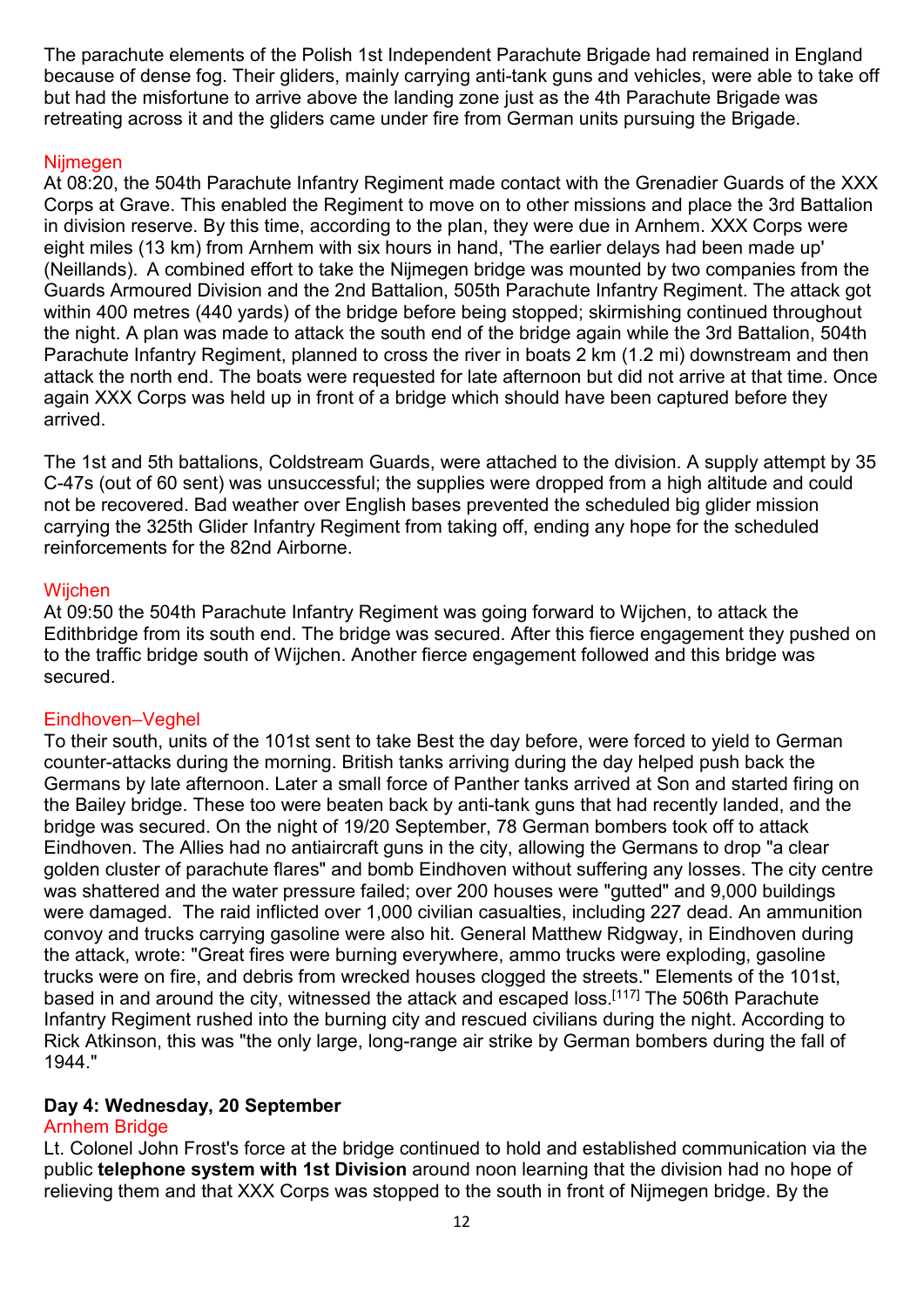The parachute elements of the Polish 1st Independent Parachute Brigade had remained in England because of dense fog. Their gliders, mainly carrying anti-tank guns and vehicles, were able to take off but had the misfortune to arrive above the landing zone just as the 4th Parachute Brigade was retreating across it and the gliders came under fire from German units pursuing the Brigade.

### Nijmegen

At 08:20, the 504th Parachute Infantry Regiment made contact with the Grenadier Guards of the XXX Corps at Grave. This enabled the Regiment to move on to other missions and place the 3rd Battalion in division reserve. By this time, according to the plan, they were due in Arnhem. XXX Corps were eight miles (13 km) from Arnhem with six hours in hand, 'The earlier delays had been made up' (Neillands). A combined effort to take the Nijmegen bridge was mounted by two companies from the Guards Armoured Division and the 2nd Battalion, 505th Parachute Infantry Regiment. The attack got within 400 metres (440 yards) of the bridge before being stopped; skirmishing continued throughout the night. A plan was made to attack the south end of the bridge again while the 3rd Battalion, 504th Parachute Infantry Regiment, planned to cross the river in boats 2 km (1.2 mi) downstream and then attack the north end. The boats were requested for late afternoon but did not arrive at that time. Once again XXX Corps was held up in front of a bridge which should have been captured before they arrived.

The 1st and 5th battalions, Coldstream Guards, were attached to the division. A supply attempt by 35 C-47s (out of 60 sent) was unsuccessful; the supplies were dropped from a high altitude and could not be recovered. Bad weather over English bases prevented the scheduled big glider mission carrying the 325th Glider Infantry Regiment from taking off, ending any hope for the scheduled reinforcements for the 82nd Airborne.

### Wijchen

At 09:50 the 504th Parachute Infantry Regiment was going forward to Wijchen, to attack the Edithbridge from its south end. The bridge was secured. After this fierce engagement they pushed on to the traffic bridge south of Wijchen. Another fierce engagement followed and this bridge was secured.

### Eindhoven–Veghel

To their south, units of the 101st sent to take Best the day before, were forced to yield to German counter-attacks during the morning. British tanks arriving during the day helped push back the Germans by late afternoon. Later a small force of Panther tanks arrived at Son and started firing on the Bailey bridge. These too were beaten back by anti-tank guns that had recently landed, and the bridge was secured. On the night of 19/20 September, 78 German bombers took off to attack Eindhoven. The Allies had no antiaircraft guns in the city, allowing the Germans to drop "a clear golden cluster of parachute flares" and bomb Eindhoven without suffering any losses. The city centre was shattered and the water pressure failed; over 200 houses were "gutted" and 9,000 buildings were damaged. The raid inflicted over 1,000 civilian casualties, including 227 dead. An ammunition convoy and trucks carrying gasoline were also hit. General Matthew Ridgway, in Eindhoven during the attack, wrote: "Great fires were burning everywhere, ammo trucks were exploding, gasoline trucks were on fire, and debris from wrecked houses clogged the streets." Elements of the 101st, based in and around the city, witnessed the attack and escaped loss.[117] The 506th Parachute Infantry Regiment rushed into the burning city and rescued civilians during the night. According to Rick Atkinson, this was "the only large, long-range air strike by German bombers during the fall of 1944."

## Day 4: Wednesday, 20 September

### Arnhem Bridge

Lt. Colonel John Frost's force at the bridge continued to hold and established communication via the public **telephone system with 1st Division** around noon learning that the division had no hope of relieving them and that XXX Corps was stopped to the south in front of Nijmegen bridge. By the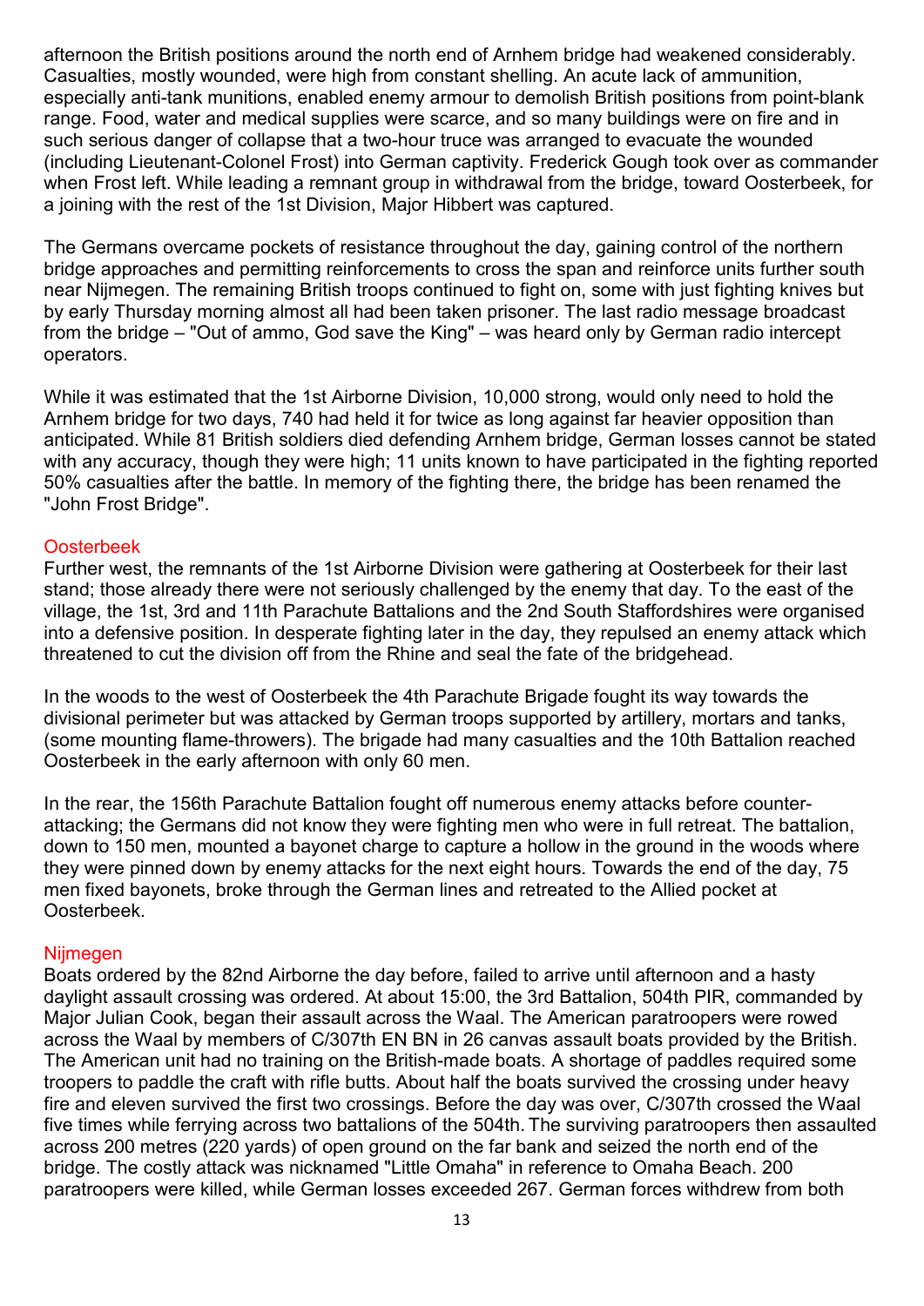afternoon the British positions around the north end of Arnhem bridge had weakened considerably. Casualties, mostly wounded, were high from constant shelling. An acute lack of ammunition, especially anti-tank munitions, enabled enemy armour to demolish British positions from point-blank range. Food, water and medical supplies were scarce, and so many buildings were on fire and in such serious danger of collapse that a two-hour truce was arranged to evacuate the wounded (including Lieutenant-Colonel Frost) into German captivity. Frederick Gough took over as commander when Frost left. While leading a remnant group in withdrawal from the bridge, toward Oosterbeek, for a joining with the rest of the 1st Division, Major Hibbert was captured.

The Germans overcame pockets of resistance throughout the day, gaining control of the northern bridge approaches and permitting reinforcements to cross the span and reinforce units further south near Nijmegen. The remaining British troops continued to fight on, some with just fighting knives but by early Thursday morning almost all had been taken prisoner. The last radio message broadcast from the bridge – "Out of ammo, God save the King" – was heard only by German radio intercept operators.

While it was estimated that the 1st Airborne Division, 10,000 strong, would only need to hold the Arnhem bridge for two days, 740 had held it for twice as long against far heavier opposition than anticipated. While 81 British soldiers died defending Arnhem bridge, German losses cannot be stated with any accuracy, though they were high; 11 units known to have participated in the fighting reported 50% casualties after the battle. In memory of the fighting there, the bridge has been renamed the "John Frost Bridge".

## Oosterbeek

Further west, the remnants of the 1st Airborne Division were gathering at Oosterbeek for their last stand; those already there were not seriously challenged by the enemy that day. To the east of the village, the 1st, 3rd and 11th Parachute Battalions and the 2nd South Staffordshires were organised into a defensive position. In desperate fighting later in the day, they repulsed an enemy attack which threatened to cut the division off from the Rhine and seal the fate of the bridgehead.

In the woods to the west of Oosterbeek the 4th Parachute Brigade fought its way towards the divisional perimeter but was attacked by German troops supported by artillery, mortars and tanks, (some mounting flame-throwers). The brigade had many casualties and the 10th Battalion reached Oosterbeek in the early afternoon with only 60 men.

In the rear, the 156th Parachute Battalion fought off numerous enemy attacks before counter-attacking; the Germans did not know they were fighting men who were in full retreat. The battalion, down to 150 men, mounted a bayonet charge to capture a hollow in the ground in the woods where they were pinned down by enemy attacks for the next eight hours. Towards the end of the day, 75 men fixed bayonets, broke through the German lines and retreated to the Allied pocket at Oosterbeek.

## Nijmegen

Boats ordered by the 82nd Airborne the day before, failed to arrive until afternoon and a hasty daylight assault crossing was ordered. At about 15:00, the 3rd Battalion, 504th PIR, commanded by Major Julian Cook, began their assault across the Waal. The American paratroopers were rowed across the Waal by members of C/307th EN BN in 26 canvas assault boats provided by the British. The American unit had no training on the British-made boats. A shortage of paddles required some troopers to paddle the craft with rifle butts. About half the boats survived the crossing under heavy fire and eleven survived the first two crossings. Before the day was over, C/307th crossed the Waal five times while ferrying across two battalions of the 504th. The surviving paratroopers then assaulted across 200 metres (220 yards) of open ground on the far bank and seized the north end of the bridge. The costly attack was nicknamed "Little Omaha" in reference to Omaha Beach. 200 paratroopers were killed, while German losses exceeded 267. German forces withdrew from both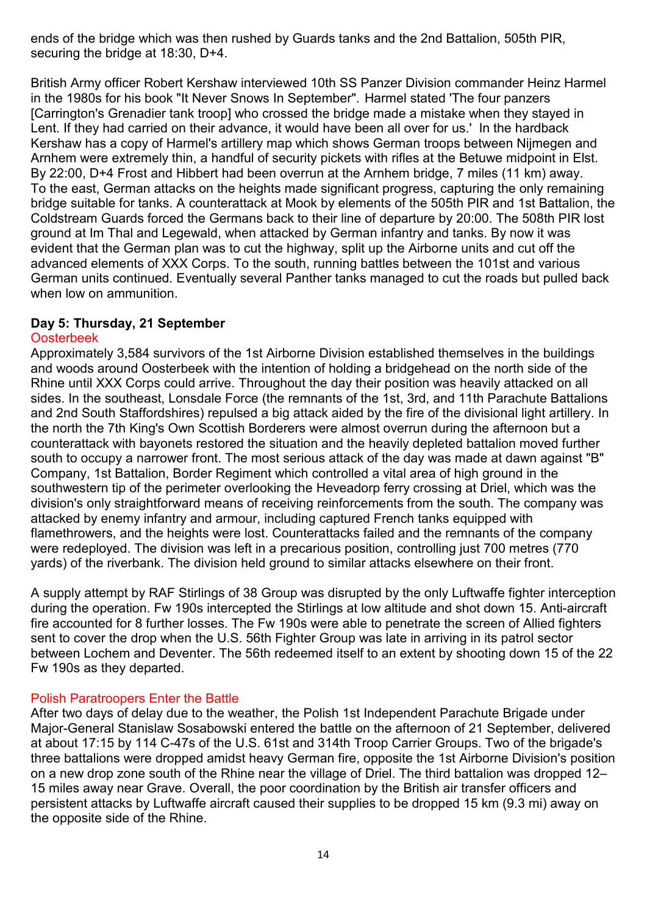ends of the bridge which was then rushed by Guards tanks and the 2nd Battalion, 505th PIR, securing the bridge at 18:30, D+4.

British Army officer Robert Kershaw interviewed 10th SS Panzer Division commander Heinz Harmel in the 1980s for his book "It Never Snows In September". Harmel stated 'The four panzers [Carrington's Grenadier tank troop] who crossed the bridge made a mistake when they stayed in Lent. If they had carried on their advance, it would have been all over for us.' In the hardback Kershaw has a copy of Harmel's artillery map which shows German troops between Nijmegen and Arnhem were extremely thin, a handful of security pickets with rifles at the Betuwe midpoint in Elst. By 22:00, D+4 Frost and Hibbert had been overrun at the Arnhem bridge, 7 miles (11 km) away. To the east, German attacks on the heights made significant progress, capturing the only remaining bridge suitable for tanks. A counterattack at Mook by elements of the 505th PIR and 1st Battalion, the Coldstream Guards forced the Germans back to their line of departure by 20:00. The 508th PIR lost ground at Im Thal and Legewald, when attacked by German infantry and tanks. By now it was evident that the German plan was to cut the highway, split up the Airborne units and cut off the advanced elements of XXX Corps. To the south, running battles between the 101st and various German units continued. Eventually several Panther tanks managed to cut the roads but pulled back when low on ammunition.

### Day 5: Thursday, 21 September

#### Oosterbeek

Approximately 3,584 survivors of the 1st Airborne Division established themselves in the buildings and woods around Oosterbeek with the intention of holding a bridgehead on the north side of the Rhine until XXX Corps could arrive. Throughout the day their position was heavily attacked on all sides. In the southeast, Lonsdale Force (the remnants of the 1st, 3rd, and 11th Parachute Battalions and 2nd South Staffordshires) repulsed a big attack aided by the fire of the divisional light artillery. In the north the 7th King's Own Scottish Borderers were almost overrun during the afternoon but a counterattack with bayonets restored the situation and the heavily depleted battalion moved further south to occupy a narrower front. The most serious attack of the day was made at dawn against "B" Company, 1st Battalion, Border Regiment which controlled a vital area of high ground in the southwestern tip of the perimeter overlooking the Heveadorp ferry crossing at Driel, which was the division's only straightforward means of receiving reinforcements from the south. The company was attacked by enemy infantry and armour, including captured French tanks equipped with flamethrowers, and the heights were lost. Counterattacks failed and the remnants of the company were redeployed. The division was left in a precarious position, controlling just 700 metres (770 yards) of the riverbank. The division held ground to similar attacks elsewhere on their front.

A supply attempt by RAF Stirlings of 38 Group was disrupted by the only Luftwaffe fighter interception during the operation. Fw 190s intercepted the Stirlings at low altitude and shot down 15. Anti-aircraft fire accounted for 8 further losses. The Fw 190s were able to penetrate the screen of Allied fighters sent to cover the drop when the U.S. 56th Fighter Group was late in arriving in its patrol sector between Lochem and Deventer. The 56th redeemed itself to an extent by shooting down 15 of the 22 Fw 190s as they departed.

#### Polish Paratroopers Enter the Battle

After two days of delay due to the weather, the Polish 1st Independent Parachute Brigade under Major-General Stanislaw Sosabowski entered the battle on the afternoon of 21 September, delivered at about 17:15 by 114 C-47s of the U.S. 61st and 314th Troop Carrier Groups. Two of the brigade's three battalions were dropped amidst heavy German fire, opposite the 1st Airborne Division's position on a new drop zone south of the Rhine near the village of Driel. The third battalion was dropped 12–15 miles away near Grave. Overall, the poor coordination by the British air transfer officers and persistent attacks by Luftwaffe aircraft caused their supplies to be dropped 15 km (9.3 mi) away on the opposite side of the Rhine.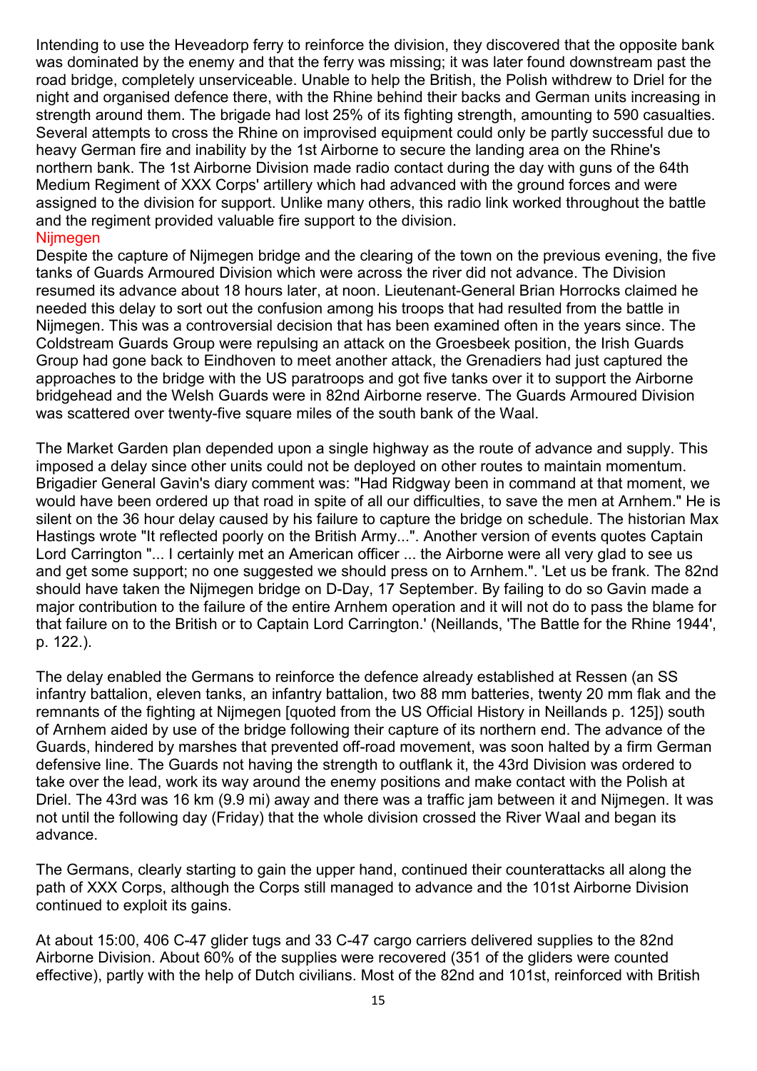Intending to use the Heveadorp ferry to reinforce the division, they discovered that the opposite bank was dominated by the enemy and that the ferry was missing; it was later found downstream past the road bridge, completely unserviceable. Unable to help the British, the Polish withdrew to Driel for the night and organised defence there, with the Rhine behind their backs and German units increasing in strength around them. The brigade had lost 25% of its fighting strength, amounting to 590 casualties. Several attempts to cross the Rhine on improvised equipment could only be partly successful due to heavy German fire and inability by the 1st Airborne to secure the landing area on the Rhine's northern bank. The 1st Airborne Division made radio contact during the day with guns of the 64th Medium Regiment of XXX Corps' artillery which had advanced with the ground forces and were assigned to the division for support. Unlike many others, this radio link worked throughout the battle and the regiment provided valuable fire support to the division.

## Nijmegen

Despite the capture of Nijmegen bridge and the clearing of the town on the previous evening, the five tanks of Guards Armoured Division which were across the river did not advance. The Division resumed its advance about 18 hours later, at noon. Lieutenant-General Brian Horrocks claimed he needed this delay to sort out the confusion among his troops that had resulted from the battle in Nijmegen. This was a controversial decision that has been examined often in the years since. The Coldstream Guards Group were repulsing an attack on the Groesbeek position, the Irish Guards Group had gone back to Eindhoven to meet another attack, the Grenadiers had just captured the approaches to the bridge with the US paratroops and got five tanks over it to support the Airborne bridgehead and the Welsh Guards were in 82nd Airborne reserve. The Guards Armoured Division was scattered over twenty-five square miles of the south bank of the Waal.

The Market Garden plan depended upon a single highway as the route of advance and supply. This imposed a delay since other units could not be deployed on other routes to maintain momentum. Brigadier General Gavin's diary comment was: "Had Ridgway been in command at that moment, we would have been ordered up that road in spite of all our difficulties, to save the men at Arnhem." He is silent on the 36 hour delay caused by his failure to capture the bridge on schedule. The historian Max Hastings wrote "It reflected poorly on the British Army...". Another version of events quotes Captain Lord Carrington "... I certainly met an American officer ... the Airborne were all very glad to see us and get some support; no one suggested we should press on to Arnhem.". 'Let us be frank. The 82nd should have taken the Nijmegen bridge on D-Day, 17 September. By failing to do so Gavin made a major contribution to the failure of the entire Arnhem operation and it will not do to pass the blame for that failure on to the British or to Captain Lord Carrington.' (Neillands, 'The Battle for the Rhine 1944', p. 122.).

The delay enabled the Germans to reinforce the defence already established at Ressen (an SS infantry battalion, eleven tanks, an infantry battalion, two 88 mm batteries, twenty 20 mm flak and the remnants of the fighting at Nijmegen [quoted from the US Official History in Neillands p. 125]) south of Arnhem aided by use of the bridge following their capture of its northern end. The advance of the Guards, hindered by marshes that prevented off-road movement, was soon halted by a firm German defensive line. The Guards not having the strength to outflank it, the 43rd Division was ordered to take over the lead, work its way around the enemy positions and make contact with the Polish at Driel. The 43rd was 16 km (9.9 mi) away and there was a traffic jam between it and Nijmegen. It was not until the following day (Friday) that the whole division crossed the River Waal and began its advance.

The Germans, clearly starting to gain the upper hand, continued their counterattacks all along the path of XXX Corps, although the Corps still managed to advance and the 101st Airborne Division continued to exploit its gains.

At about 15:00, 406 C-47 glider tugs and 33 C-47 cargo carriers delivered supplies to the 82nd Airborne Division. About 60% of the supplies were recovered (351 of the gliders were counted effective), partly with the help of Dutch civilians. Most of the 82nd and 101st, reinforced with British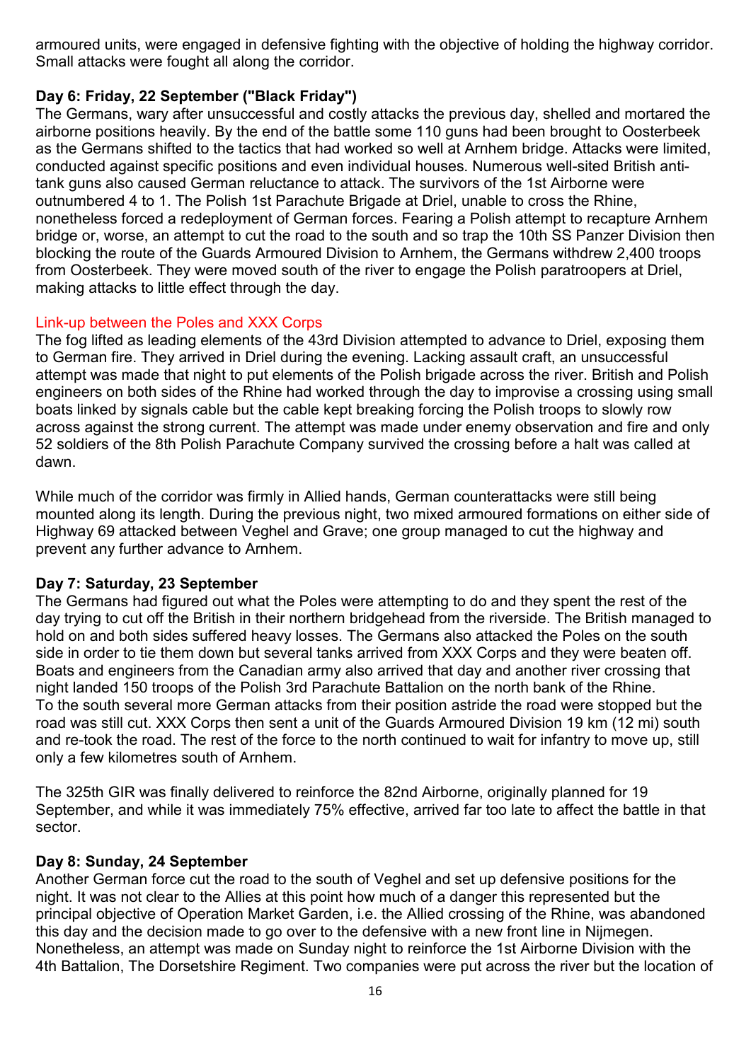armoured units, were engaged in defensive fighting with the objective of holding the highway corridor. Small attacks were fought all along the corridor.

**Day 6: Friday, 22 September ("Black Friday")**

The Germans, wary after unsuccessful and costly attacks the previous day, shelled and mortared the airborne positions heavily. By the end of the battle some 110 guns had been brought to Oosterbeek as the Germans shifted to the tactics that had worked so well at Arnhem bridge. Attacks were limited, conducted against specific positions and even individual houses. Numerous well-sited British anti-tank guns also caused German reluctance to attack. The survivors of the 1st Airborne were outnumbered 4 to 1. The Polish 1st Parachute Brigade at Driel, unable to cross the Rhine, nonetheless forced a redeployment of German forces. Fearing a Polish attempt to recapture Arnhem bridge or, worse, an attempt to cut the road to the south and so trap the 10th SS Panzer Division then blocking the route of the Guards Armoured Division to Arnhem, the Germans withdrew 2,400 troops from Oosterbeek. They were moved south of the river to engage the Polish paratroopers at Driel, making attacks to little effect through the day.

### Link-up between the Poles and XXX Corps

The fog lifted as leading elements of the 43rd Division attempted to advance to Driel, exposing them to German fire. They arrived in Driel during the evening. Lacking assault craft, an unsuccessful attempt was made that night to put elements of the Polish brigade across the river. British and Polish engineers on both sides of the Rhine had worked through the day to improvise a crossing using small boats linked by signals cable but the cable kept breaking forcing the Polish troops to slowly row across against the strong current. The attempt was made under enemy observation and fire and only 52 soldiers of the 8th Polish Parachute Company survived the crossing before a halt was called at dawn.

While much of the corridor was firmly in Allied hands, German counterattacks were still being mounted along its length. During the previous night, two mixed armoured formations on either side of Highway 69 attacked between Veghel and Grave; one group managed to cut the highway and prevent any further advance to Arnhem.

**Day 7: Saturday, 23 September**

The Germans had figured out what the Poles were attempting to do and they spent the rest of the day trying to cut off the British in their northern bridgehead from the riverside. The British managed to hold on and both sides suffered heavy losses. The Germans also attacked the Poles on the south side in order to tie them down but several tanks arrived from XXX Corps and they were beaten off. Boats and engineers from the Canadian army also arrived that day and another river crossing that night landed 150 troops of the Polish 3rd Parachute Battalion on the north bank of the Rhine. To the south several more German attacks from their position astride the road were stopped but the road was still cut. XXX Corps then sent a unit of the Guards Armoured Division 19 km (12 mi) south and re-took the road. The rest of the force to the north continued to wait for infantry to move up, still only a few kilometres south of Arnhem.

The 325th GIR was finally delivered to reinforce the 82nd Airborne, originally planned for 19 September, and while it was immediately 75% effective, arrived far too late to affect the battle in that sector.

**Day 8: Sunday, 24 September**

Another German force cut the road to the south of Veghel and set up defensive positions for the night. It was not clear to the Allies at this point how much of a danger this represented but the principal objective of Operation Market Garden, i.e. the Allied crossing of the Rhine, was abandoned this day and the decision made to go over to the defensive with a new front line in Nijmegen. Nonetheless, an attempt was made on Sunday night to reinforce the 1st Airborne Division with the 4th Battalion, The Dorsetshire Regiment. Two companies were put across the river but the location of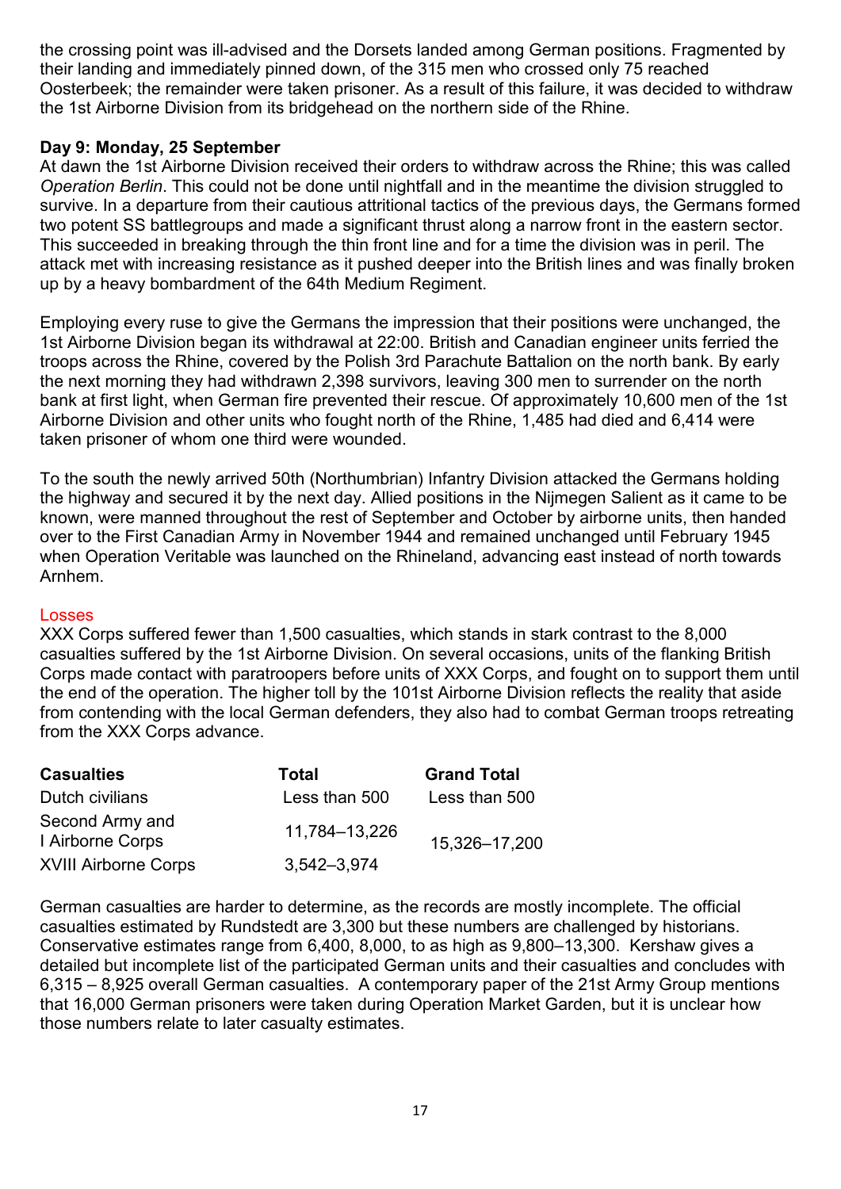the crossing point was ill-advised and the Dorsets landed among German positions. Fragmented by their landing and immediately pinned down, of the 315 men who crossed only 75 reached Oosterbeek; the remainder were taken prisoner. As a result of this failure, it was decided to withdraw the 1st Airborne Division from its bridgehead on the northern side of the Rhine.

**Day 9: Monday, 25 September**

At dawn the 1st Airborne Division received their orders to withdraw across the Rhine; this was called *Operation Berlin*. This could not be done until nightfall and in the meantime the division struggled to survive. In a departure from their cautious attritional tactics of the previous days, the Germans formed two potent SS battlegroups and made a significant thrust along a narrow front in the eastern sector. This succeeded in breaking through the thin front line and for a time the division was in peril. The attack met with increasing resistance as it pushed deeper into the British lines and was finally broken up by a heavy bombardment of the 64th Medium Regiment.

Employing every ruse to give the Germans the impression that their positions were unchanged, the 1st Airborne Division began its withdrawal at 22:00. British and Canadian engineer units ferried the troops across the Rhine, covered by the Polish 3rd Parachute Battalion on the north bank. By early the next morning they had withdrawn 2,398 survivors, leaving 300 men to surrender on the north bank at first light, when German fire prevented their rescue. Of approximately 10,600 men of the 1st Airborne Division and other units who fought north of the Rhine, 1,485 had died and 6,414 were taken prisoner of whom one third were wounded.

To the south the newly arrived 50th (Northumbrian) Infantry Division attacked the Germans holding the highway and secured it by the next day. Allied positions in the Nijmegen Salient as it came to be known, were manned throughout the rest of September and October by airborne units, then handed over to the First Canadian Army in November 1944 and remained unchanged until February 1945 when Operation Veritable was launched on the Rhineland, advancing east instead of north towards Arnhem.

## Losses

XXX Corps suffered fewer than 1,500 casualties, which stands in stark contrast to the 8,000 casualties suffered by the 1st Airborne Division. On several occasions, units of the flanking British Corps made contact with paratroopers before units of XXX Corps, and fought on to support them until the end of the operation. The higher toll by the 101st Airborne Division reflects the reality that aside from contending with the local German defenders, they also had to combat German troops retreating from the XXX Corps advance.

| Casualties | Total | Grand Total |
|---|---|---|
| Dutch civilians | Less than 500 | Less than 500 |
| Second Army and I Airborne Corps | 11,784–13,226 | 15,326–17,200 |
| XVIII Airborne Corps | 3,542–3,974 | |

German casualties are harder to determine, as the records are mostly incomplete. The official casualties estimated by Rundstedt are 3,300 but these numbers are challenged by historians. Conservative estimates range from 6,400, 8,000, to as high as 9,800–13,300. Kershaw gives a detailed but incomplete list of the participated German units and their casualties and concludes with 6,315 – 8,925 overall German casualties. A contemporary paper of the 21st Army Group mentions that 16,000 German prisoners were taken during Operation Market Garden, but it is unclear how those numbers relate to later casualty estimates.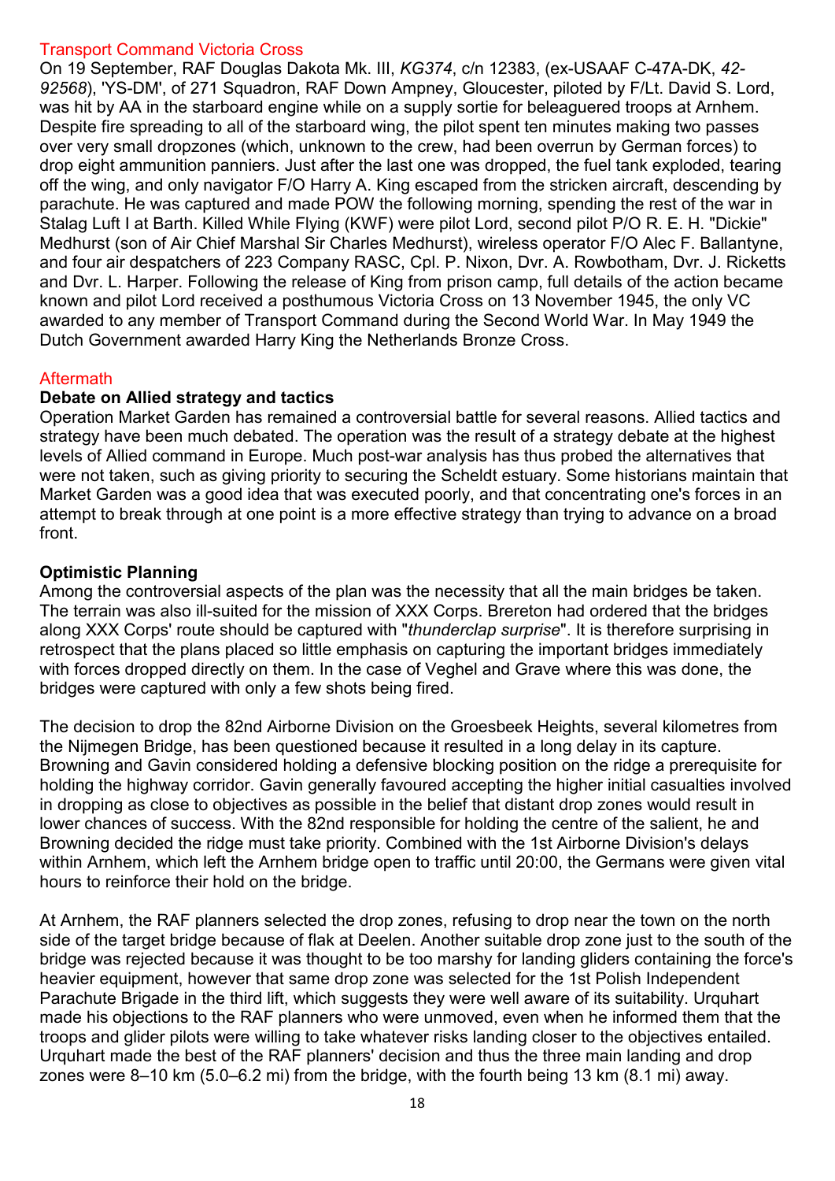## Transport Command Victoria Cross

On 19 September, RAF Douglas Dakota Mk. III, *KG374*, c/n 12383, (ex-USAAF C-47A-DK, *42-92568*), 'YS-DM', of 271 Squadron, RAF Down Ampney, Gloucester, piloted by F/Lt. David S. Lord, was hit by AA in the starboard engine while on a supply sortie for beleaguered troops at Arnhem. Despite fire spreading to all of the starboard wing, the pilot spent ten minutes making two passes over very small dropzones (which, unknown to the crew, had been overrun by German forces) to drop eight ammunition panniers. Just after the last one was dropped, the fuel tank exploded, tearing off the wing, and only navigator F/O Harry A. King escaped from the stricken aircraft, descending by parachute. He was captured and made POW the following morning, spending the rest of the war in Stalag Luft I at Barth. Killed While Flying (KWF) were pilot Lord, second pilot P/O R. E. H. "Dickie" Medhurst (son of Air Chief Marshal Sir Charles Medhurst), wireless operator F/O Alec F. Ballantyne, and four air despatchers of 223 Company RASC, Cpl. P. Nixon, Dvr. A. Rowbotham, Dvr. J. Ricketts and Dvr. L. Harper. Following the release of King from prison camp, full details of the action became known and pilot Lord received a posthumous Victoria Cross on 13 November 1945, the only VC awarded to any member of Transport Command during the Second World War. In May 1949 the Dutch Government awarded Harry King the Netherlands Bronze Cross.

## Aftermath

### Debate on Allied strategy and tactics

Operation Market Garden has remained a controversial battle for several reasons. Allied tactics and strategy have been much debated. The operation was the result of a strategy debate at the highest levels of Allied command in Europe. Much post-war analysis has thus probed the alternatives that were not taken, such as giving priority to securing the Scheldt estuary. Some historians maintain that Market Garden was a good idea that was executed poorly, and that concentrating one's forces in an attempt to break through at one point is a more effective strategy than trying to advance on a broad front.

### Optimistic Planning

Among the controversial aspects of the plan was the necessity that all the main bridges be taken. The terrain was also ill-suited for the mission of XXX Corps. Brereton had ordered that the bridges along XXX Corps' route should be captured with "*thunderclap surprise*". It is therefore surprising in retrospect that the plans placed so little emphasis on capturing the important bridges immediately with forces dropped directly on them. In the case of Veghel and Grave where this was done, the bridges were captured with only a few shots being fired.

The decision to drop the 82nd Airborne Division on the Groesbeek Heights, several kilometres from the Nijmegen Bridge, has been questioned because it resulted in a long delay in its capture. Browning and Gavin considered holding a defensive blocking position on the ridge a prerequisite for holding the highway corridor. Gavin generally favoured accepting the higher initial casualties involved in dropping as close to objectives as possible in the belief that distant drop zones would result in lower chances of success. With the 82nd responsible for holding the centre of the salient, he and Browning decided the ridge must take priority. Combined with the 1st Airborne Division's delays within Arnhem, which left the Arnhem bridge open to traffic until 20:00, the Germans were given vital hours to reinforce their hold on the bridge.

At Arnhem, the RAF planners selected the drop zones, refusing to drop near the town on the north side of the target bridge because of flak at Deelen. Another suitable drop zone just to the south of the bridge was rejected because it was thought to be too marshy for landing gliders containing the force's heavier equipment, however that same drop zone was selected for the 1st Polish Independent Parachute Brigade in the third lift, which suggests they were well aware of its suitability. Urquhart made his objections to the RAF planners who were unmoved, even when he informed them that the troops and glider pilots were willing to take whatever risks landing closer to the objectives entailed. Urquhart made the best of the RAF planners' decision and thus the three main landing and drop zones were 8–10 km (5.0–6.2 mi) from the bridge, with the fourth being 13 km (8.1 mi) away.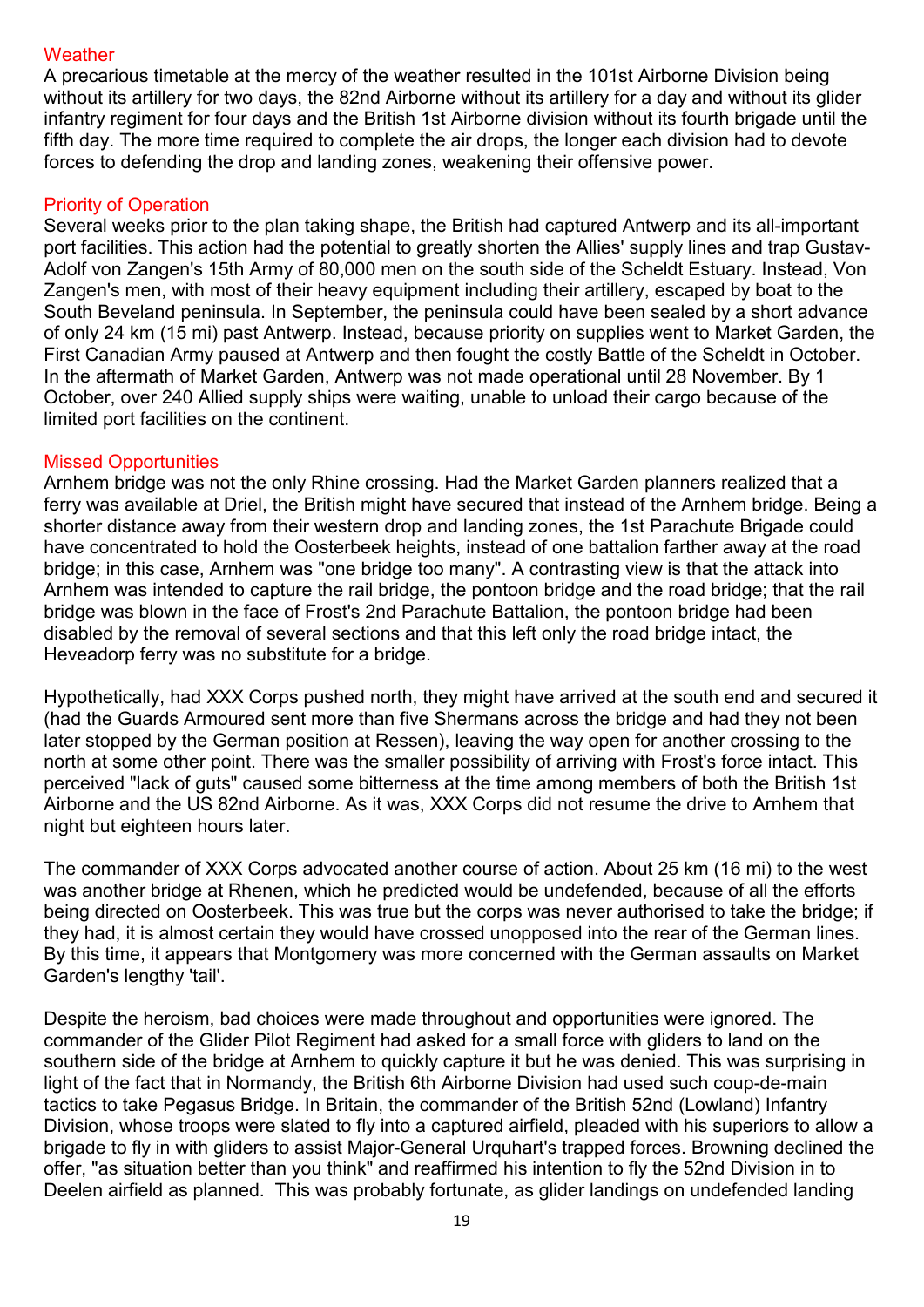## Weather

A precarious timetable at the mercy of the weather resulted in the 101st Airborne Division being without its artillery for two days, the 82nd Airborne without its artillery for a day and without its glider infantry regiment for four days and the British 1st Airborne division without its fourth brigade until the fifth day. The more time required to complete the air drops, the longer each division had to devote forces to defending the drop and landing zones, weakening their offensive power.

## Priority of Operation

Several weeks prior to the plan taking shape, the British had captured Antwerp and its all-important port facilities. This action had the potential to greatly shorten the Allies' supply lines and trap Gustav-Adolf von Zangen's 15th Army of 80,000 men on the south side of the Scheldt Estuary. Instead, Von Zangen's men, with most of their heavy equipment including their artillery, escaped by boat to the South Beveland peninsula. In September, the peninsula could have been sealed by a short advance of only 24 km (15 mi) past Antwerp. Instead, because priority on supplies went to Market Garden, the First Canadian Army paused at Antwerp and then fought the costly Battle of the Scheldt in October. In the aftermath of Market Garden, Antwerp was not made operational until 28 November. By 1 October, over 240 Allied supply ships were waiting, unable to unload their cargo because of the limited port facilities on the continent.

## Missed Opportunities

Arnhem bridge was not the only Rhine crossing. Had the Market Garden planners realized that a ferry was available at Driel, the British might have secured that instead of the Arnhem bridge. Being a shorter distance away from their western drop and landing zones, the 1st Parachute Brigade could have concentrated to hold the Oosterbeek heights, instead of one battalion farther away at the road bridge; in this case, Arnhem was "one bridge too many". A contrasting view is that the attack into Arnhem was intended to capture the rail bridge, the pontoon bridge and the road bridge; that the rail bridge was blown in the face of Frost's 2nd Parachute Battalion, the pontoon bridge had been disabled by the removal of several sections and that this left only the road bridge intact, the Heveadorp ferry was no substitute for a bridge.

Hypothetically, had XXX Corps pushed north, they might have arrived at the south end and secured it (had the Guards Armoured sent more than five Shermans across the bridge and had they not been later stopped by the German position at Ressen), leaving the way open for another crossing to the north at some other point. There was the smaller possibility of arriving with Frost's force intact. This perceived "lack of guts" caused some bitterness at the time among members of both the British 1st Airborne and the US 82nd Airborne. As it was, XXX Corps did not resume the drive to Arnhem that night but eighteen hours later.

The commander of XXX Corps advocated another course of action. About 25 km (16 mi) to the west was another bridge at Rhenen, which he predicted would be undefended, because of all the efforts being directed on Oosterbeek. This was true but the corps was never authorised to take the bridge; if they had, it is almost certain they would have crossed unopposed into the rear of the German lines. By this time, it appears that Montgomery was more concerned with the German assaults on Market Garden's lengthy 'tail'.

Despite the heroism, bad choices were made throughout and opportunities were ignored. The commander of the Glider Pilot Regiment had asked for a small force with gliders to land on the southern side of the bridge at Arnhem to quickly capture it but he was denied. This was surprising in light of the fact that in Normandy, the British 6th Airborne Division had used such coup-de-main tactics to take Pegasus Bridge. In Britain, the commander of the British 52nd (Lowland) Infantry Division, whose troops were slated to fly into a captured airfield, pleaded with his superiors to allow a brigade to fly in with gliders to assist Major-General Urquhart's trapped forces. Browning declined the offer, "as situation better than you think" and reaffirmed his intention to fly the 52nd Division in to Deelen airfield as planned. This was probably fortunate, as glider landings on undefended landing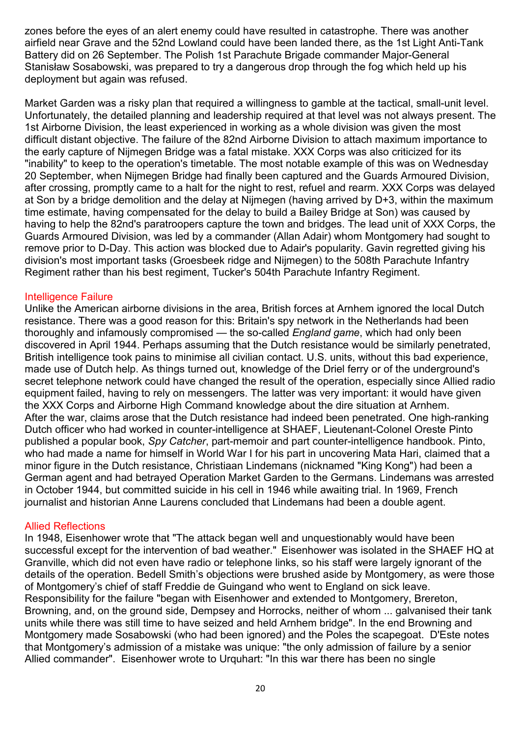zones before the eyes of an alert enemy could have resulted in catastrophe. There was another airfield near Grave and the 52nd Lowland could have been landed there, as the 1st Light Anti-Tank Battery did on 26 September. The Polish 1st Parachute Brigade commander Major-General Stanisław Sosabowski, was prepared to try a dangerous drop through the fog which held up his deployment but again was refused.

Market Garden was a risky plan that required a willingness to gamble at the tactical, small-unit level. Unfortunately, the detailed planning and leadership required at that level was not always present. The 1st Airborne Division, the least experienced in working as a whole division was given the most difficult distant objective. The failure of the 82nd Airborne Division to attach maximum importance to the early capture of Nijmegen Bridge was a fatal mistake. XXX Corps was also criticized for its "inability" to keep to the operation's timetable. The most notable example of this was on Wednesday 20 September, when Nijmegen Bridge had finally been captured and the Guards Armoured Division, after crossing, promptly came to a halt for the night to rest, refuel and rearm. XXX Corps was delayed at Son by a bridge demolition and the delay at Nijmegen (having arrived by D+3, within the maximum time estimate, having compensated for the delay to build a Bailey Bridge at Son) was caused by having to help the 82nd's paratroopers capture the town and bridges. The lead unit of XXX Corps, the Guards Armoured Division, was led by a commander (Allan Adair) whom Montgomery had sought to remove prior to D-Day. This action was blocked due to Adair's popularity. Gavin regretted giving his division's most important tasks (Groesbeek ridge and Nijmegen) to the 508th Parachute Infantry Regiment rather than his best regiment, Tucker's 504th Parachute Infantry Regiment.

## Intelligence Failure

Unlike the American airborne divisions in the area, British forces at Arnhem ignored the local Dutch resistance. There was a good reason for this: Britain's spy network in the Netherlands had been thoroughly and infamously compromised — the so-called *England game*, which had only been discovered in April 1944. Perhaps assuming that the Dutch resistance would be similarly penetrated, British intelligence took pains to minimise all civilian contact. U.S. units, without this bad experience, made use of Dutch help. As things turned out, knowledge of the Driel ferry or of the underground's secret telephone network could have changed the result of the operation, especially since Allied radio equipment failed, having to rely on messengers. The latter was very important: it would have given the XXX Corps and Airborne High Command knowledge about the dire situation at Arnhem.
After the war, claims arose that the Dutch resistance had indeed been penetrated. One high-ranking Dutch officer who had worked in counter-intelligence at SHAEF, Lieutenant-Colonel Oreste Pinto published a popular book, *Spy Catcher*, part-memoir and part counter-intelligence handbook. Pinto, who had made a name for himself in World War I for his part in uncovering Mata Hari, claimed that a minor figure in the Dutch resistance, Christiaan Lindemans (nicknamed "King Kong") had been a German agent and had betrayed Operation Market Garden to the Germans. Lindemans was arrested in October 1944, but committed suicide in his cell in 1946 while awaiting trial. In 1969, French journalist and historian Anne Laurens concluded that Lindemans had been a double agent.

## Allied Reflections

In 1948, Eisenhower wrote that "The attack began well and unquestionably would have been successful except for the intervention of bad weather." Eisenhower was isolated in the SHAEF HQ at Granville, which did not even have radio or telephone links, so his staff were largely ignorant of the details of the operation. Bedell Smith's objections were brushed aside by Montgomery, as were those of Montgomery's chief of staff Freddie de Guingand who went to England on sick leave.
Responsibility for the failure "began with Eisenhower and extended to Montgomery, Brereton, Browning, and, on the ground side, Dempsey and Horrocks, neither of whom ... galvanised their tank units while there was still time to have seized and held Arnhem bridge". In the end Browning and Montgomery made Sosabowski (who had been ignored) and the Poles the scapegoat. D'Este notes that Montgomery's admission of a mistake was unique: "the only admission of failure by a senior Allied commander". Eisenhower wrote to Urquhart: "In this war there has been no single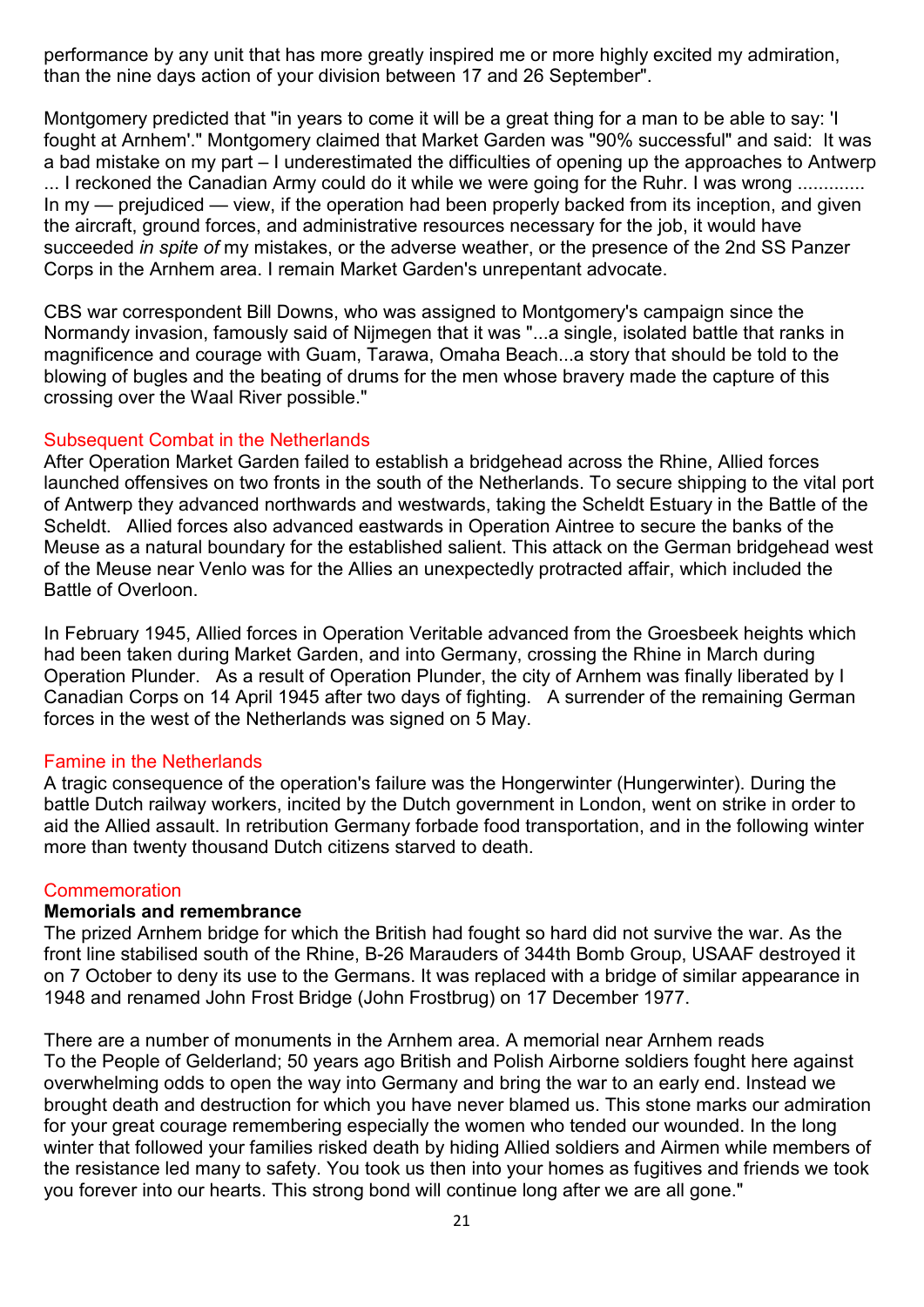performance by any unit that has more greatly inspired me or more highly excited my admiration, than the nine days action of your division between 17 and 26 September".

Montgomery predicted that "in years to come it will be a great thing for a man to be able to say: 'I fought at Arnhem'." Montgomery claimed that Market Garden was "90% successful" and said: It was a bad mistake on my part – I underestimated the difficulties of opening up the approaches to Antwerp ... I reckoned the Canadian Army could do it while we were going for the Ruhr. I was wrong ............. In my — prejudiced — view, if the operation had been properly backed from its inception, and given the aircraft, ground forces, and administrative resources necessary for the job, it would have succeeded *in spite of* my mistakes, or the adverse weather, or the presence of the 2nd SS Panzer Corps in the Arnhem area. I remain Market Garden's unrepentant advocate.

CBS war correspondent Bill Downs, who was assigned to Montgomery's campaign since the Normandy invasion, famously said of Nijmegen that it was "...a single, isolated battle that ranks in magnificence and courage with Guam, Tarawa, Omaha Beach...a story that should be told to the blowing of bugles and the beating of drums for the men whose bravery made the capture of this crossing over the Waal River possible."

## Subsequent Combat in the Netherlands

After Operation Market Garden failed to establish a bridgehead across the Rhine, Allied forces launched offensives on two fronts in the south of the Netherlands. To secure shipping to the vital port of Antwerp they advanced northwards and westwards, taking the Scheldt Estuary in the Battle of the Scheldt. Allied forces also advanced eastwards in Operation Aintree to secure the banks of the Meuse as a natural boundary for the established salient. This attack on the German bridgehead west of the Meuse near Venlo was for the Allies an unexpectedly protracted affair, which included the Battle of Overloon.

In February 1945, Allied forces in Operation Veritable advanced from the Groesbeek heights which had been taken during Market Garden, and into Germany, crossing the Rhine in March during Operation Plunder. As a result of Operation Plunder, the city of Arnhem was finally liberated by I Canadian Corps on 14 April 1945 after two days of fighting. A surrender of the remaining German forces in the west of the Netherlands was signed on 5 May.

## Famine in the Netherlands

A tragic consequence of the operation's failure was the Hongerwinter (Hungerwinter). During the battle Dutch railway workers, incited by the Dutch government in London, went on strike in order to aid the Allied assault. In retribution Germany forbade food transportation, and in the following winter more than twenty thousand Dutch citizens starved to death.

## Commemoration

### Memorials and remembrance

The prized Arnhem bridge for which the British had fought so hard did not survive the war. As the front line stabilised south of the Rhine, B-26 Marauders of 344th Bomb Group, USAAF destroyed it on 7 October to deny its use to the Germans. It was replaced with a bridge of similar appearance in 1948 and renamed John Frost Bridge (John Frostbrug) on 17 December 1977.

There are a number of monuments in the Arnhem area. A memorial near Arnhem reads
To the People of Gelderland; 50 years ago British and Polish Airborne soldiers fought here against overwhelming odds to open the way into Germany and bring the war to an early end. Instead we brought death and destruction for which you have never blamed us. This stone marks our admiration for your great courage remembering especially the women who tended our wounded. In the long winter that followed your families risked death by hiding Allied soldiers and Airmen while members of the resistance led many to safety. You took us then into your homes as fugitives and friends we took you forever into our hearts. This strong bond will continue long after we are all gone."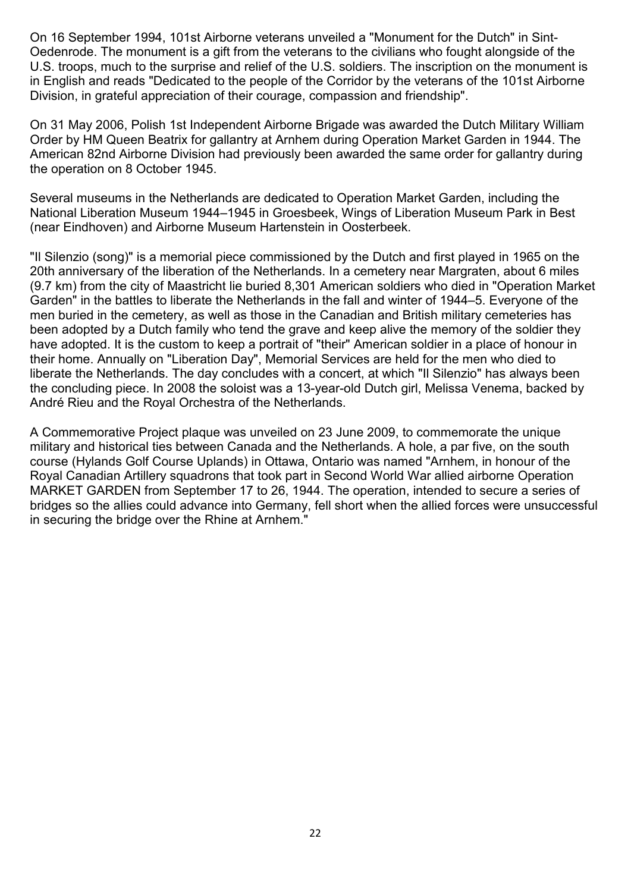On 16 September 1994, 101st Airborne veterans unveiled a "Monument for the Dutch" in Sint-Oedenrode. The monument is a gift from the veterans to the civilians who fought alongside of the U.S. troops, much to the surprise and relief of the U.S. soldiers. The inscription on the monument is in English and reads "Dedicated to the people of the Corridor by the veterans of the 101st Airborne Division, in grateful appreciation of their courage, compassion and friendship".

On 31 May 2006, Polish 1st Independent Airborne Brigade was awarded the Dutch Military William Order by HM Queen Beatrix for gallantry at Arnhem during Operation Market Garden in 1944. The American 82nd Airborne Division had previously been awarded the same order for gallantry during the operation on 8 October 1945.

Several museums in the Netherlands are dedicated to Operation Market Garden, including the National Liberation Museum 1944–1945 in Groesbeek, Wings of Liberation Museum Park in Best (near Eindhoven) and Airborne Museum Hartenstein in Oosterbeek.

"Il Silenzio (song)" is a memorial piece commissioned by the Dutch and first played in 1965 on the 20th anniversary of the liberation of the Netherlands. In a cemetery near Margraten, about 6 miles (9.7 km) from the city of Maastricht lie buried 8,301 American soldiers who died in "Operation Market Garden" in the battles to liberate the Netherlands in the fall and winter of 1944–5. Everyone of the men buried in the cemetery, as well as those in the Canadian and British military cemeteries has been adopted by a Dutch family who tend the grave and keep alive the memory of the soldier they have adopted. It is the custom to keep a portrait of "their" American soldier in a place of honour in their home. Annually on "Liberation Day", Memorial Services are held for the men who died to liberate the Netherlands. The day concludes with a concert, at which "Il Silenzio" has always been the concluding piece. In 2008 the soloist was a 13-year-old Dutch girl, Melissa Venema, backed by André Rieu and the Royal Orchestra of the Netherlands.

A Commemorative Project plaque was unveiled on 23 June 2009, to commemorate the unique military and historical ties between Canada and the Netherlands. A hole, a par five, on the south course (Hylands Golf Course Uplands) in Ottawa, Ontario was named "Arnhem, in honour of the Royal Canadian Artillery squadrons that took part in Second World War allied airborne Operation MARKET GARDEN from September 17 to 26, 1944. The operation, intended to secure a series of bridges so the allies could advance into Germany, fell short when the allied forces were unsuccessful in securing the bridge over the Rhine at Arnhem."